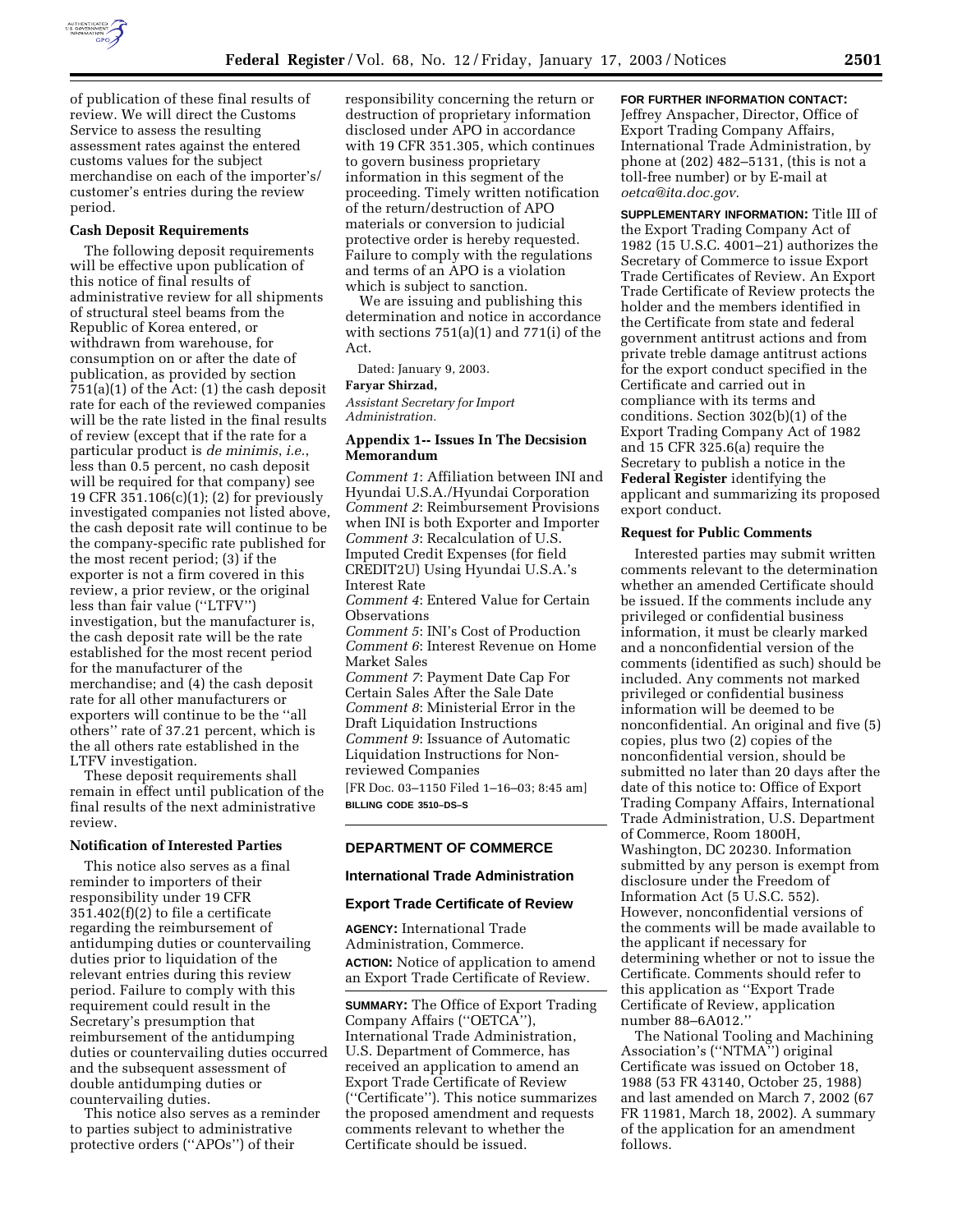of publication of these final results of review. We will direct the Customs Service to assess the resulting assessment rates against the entered customs values for the subject merchandise on each of the importer's/customer's entries during the review period.

### Cash Deposit Requirements

The following deposit requirements will be effective upon publication of this notice of final results of administrative review for all shipments of structural steel beams from the Republic of Korea entered, or withdrawn from warehouse, for consumption on or after the date of publication, as provided by section 751(a)(1) of the Act: (1) the cash deposit rate for each of the reviewed companies will be the rate listed in the final results of review (except that if the rate for a particular product is *de minimis*, *i.e.*, less than 0.5 percent, no cash deposit will be required for that company) see 19 CFR 351.106(c)(1); (2) for previously investigated companies not listed above, the cash deposit rate will continue to be the company-specific rate published for the most recent period; (3) if the exporter is not a firm covered in this review, a prior review, or the original less than fair value (''LTFV'') investigation, but the manufacturer is, the cash deposit rate will be the rate established for the most recent period for the manufacturer of the merchandise; and (4) the cash deposit rate for all other manufacturers or exporters will continue to be the ''all others'' rate of 37.21 percent, which is the all others rate established in the LTFV investigation.

These deposit requirements shall remain in effect until publication of the final results of the next administrative review.

### Notification of Interested Parties

This notice also serves as a final reminder to importers of their responsibility under 19 CFR 351.402(f)(2) to file a certificate regarding the reimbursement of antidumping duties or countervailing duties prior to liquidation of the relevant entries during this review period. Failure to comply with this requirement could result in the Secretary's presumption that reimbursement of the antidumping duties or countervailing duties occurred and the subsequent assessment of double antidumping duties or countervailing duties.

This notice also serves as a reminder to parties subject to administrative protective orders (''APOs'') of their responsibility concerning the return or destruction of proprietary information disclosed under APO in accordance with 19 CFR 351.305, which continues to govern business proprietary information in this segment of the proceeding. Timely written notification of the return/destruction of APO materials or conversion to judicial protective order is hereby requested. Failure to comply with the regulations and terms of an APO is a violation which is subject to sanction.

We are issuing and publishing this determination and notice in accordance with sections 751(a)(1) and 771(i) of the Act.

Dated: January 9, 2003.

**Faryar Shirzad,**

*Assistant Secretary for Import Administration.*

### Appendix 1-- Issues In The Decsision Memorandum

*Comment 1*: Affiliation between INI and Hyundai U.S.A./Hyundai Corporation
*Comment 2*: Reimbursement Provisions when INI is both Exporter and Importer
*Comment 3*: Recalculation of U.S. Imputed Credit Expenses (for field CREDIT2U) Using Hyundai U.S.A.'s Interest Rate
*Comment 4*: Entered Value for Certain Observations
*Comment 5*: INI's Cost of Production
*Comment 6*: Interest Revenue on Home Market Sales
*Comment 7*: Payment Date Cap For Certain Sales After the Sale Date
*Comment 8*: Ministerial Error in the Draft Liquidation Instructions
*Comment 9*: Issuance of Automatic Liquidation Instructions for Non-reviewed Companies

[FR Doc. 03–1150 Filed 1–16–03; 8:45 am]

**BILLING CODE 3510–DS–S**

## DEPARTMENT OF COMMERCE

### International Trade Administration

### Export Trade Certificate of Review

**AGENCY:** International Trade Administration, Commerce.

**ACTION:** Notice of application to amend an Export Trade Certificate of Review.

**SUMMARY:** The Office of Export Trading Company Affairs (''OETCA''), International Trade Administration, U.S. Department of Commerce, has received an application to amend an Export Trade Certificate of Review (''Certificate''). This notice summarizes the proposed amendment and requests comments relevant to whether the Certificate should be issued.

**FOR FURTHER INFORMATION CONTACT:** Jeffrey Anspacher, Director, Office of Export Trading Company Affairs, International Trade Administration, by phone at (202) 482–5131, (this is not a toll-free number) or by E-mail at *oetca@ita.doc.gov.*

**SUPPLEMENTARY INFORMATION:** Title III of the Export Trading Company Act of 1982 (15 U.S.C. 4001–21) authorizes the Secretary of Commerce to issue Export Trade Certificates of Review. An Export Trade Certificate of Review protects the holder and the members identified in the Certificate from state and federal government antitrust actions and from private treble damage antitrust actions for the export conduct specified in the Certificate and carried out in compliance with its terms and conditions. Section 302(b)(1) of the Export Trading Company Act of 1982 and 15 CFR 325.6(a) require the Secretary to publish a notice in the **Federal Register** identifying the applicant and summarizing its proposed export conduct.

### Request for Public Comments

Interested parties may submit written comments relevant to the determination whether an amended Certificate should be issued. If the comments include any privileged or confidential business information, it must be clearly marked and a nonconfidential version of the comments (identified as such) should be included. Any comments not marked privileged or confidential business information will be deemed to be nonconfidential. An original and five (5) copies, plus two (2) copies of the nonconfidential version, should be submitted no later than 20 days after the date of this notice to: Office of Export Trading Company Affairs, International Trade Administration, U.S. Department of Commerce, Room 1800H, Washington, DC 20230. Information submitted by any person is exempt from disclosure under the Freedom of Information Act (5 U.S.C. 552). However, nonconfidential versions of the comments will be made available to the applicant if necessary for determining whether or not to issue the Certificate. Comments should refer to this application as ''Export Trade Certificate of Review, application number 88–6A012.''

The National Tooling and Machining Association's (''NTMA'') original Certificate was issued on October 18, 1988 (53 FR 43140, October 25, 1988) and last amended on March 7, 2002 (67 FR 11981, March 18, 2002). A summary of the application for an amendment follows.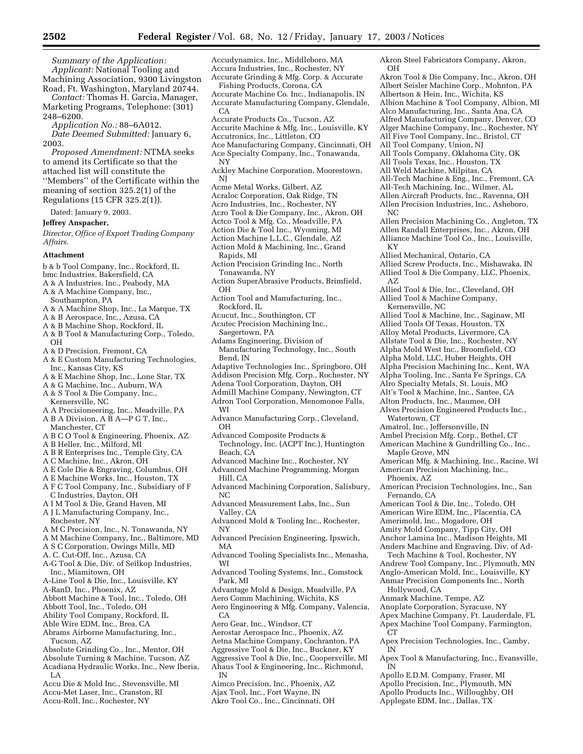*Summary of the Application:*

*Applicant:* National Tooling and Machining Association, 9300 Livingston Road, Ft. Washington, Maryland 20744.

*Contact:* Thomas H. Garcia, Manager, Marketing Programs, Telephone: (301) 248–6200.

*Application No.:* 88–6A012.

*Date Deemed Submitted:* January 6, 2003.

*Proposed Amendment:* NTMA seeks to amend its Certificate so that the attached list will constitute the ''Members'' of the Certificate within the meaning of section 325.2(1) of the Regulations (15 CFR 325.2(1)).

Dated: January 9, 2003.

**Jeffrey Anspacher,**

*Director, Office of Export Trading Company Affairs.*

**Attachment**

b & b Tool Company, Inc., Rockford, IL
bmc Industries, Bakersfield, CA
A & A Industries, Inc., Peabody, MA
A & A Machine Company, Inc., Southampton, PA
A & A Machine Shop, Inc., La Marque, TX
A & B Aerospace, Inc., Azusa, CA
A & B Machine Shop, Rockford, IL
A & B Tool & Manufacturing Corp., Toledo, OH
A & D Precision, Fremont, CA
A & E Custom Manufacturing Technologies, Inc., Kansas City, KS
A & E Machine Shop, Inc., Lone Star, TX
A & G Machine, Inc., Auburn, WA
A & S Tool & Die Company, Inc., Kernersville, NC
A A Precisioneering, Inc., Meadville, PA
A B A Division, A B A—P G T, Inc., Manchester, CT
A B C O Tool & Engineering, Phoenix, AZ
A B Heller, Inc., Milford, MI
A B R Enterprises Inc., Temple City, CA
A C Machine, Inc., Akron, OH
A E Cole Die & Engraving, Columbus, OH
A E Machine Works, Inc., Houston, TX
A F C Tool Company, Inc., Subsidiary of F C Industries, Dayton, OH
A I M Tool & Die, Grand Haven, MI
A J L Manufacturing Company, Inc., Rochester, NY
A M C Precision, Inc., N. Tonawanda, NY
A M Machine Company, Inc., Baltimore, MD
A S C Corporation, Owings Mills, MD
A. C. Cut-Off, Inc., Azusa, CA
A-G Tool & Die, Div. of Seilkop Industries, Inc., Miamitown, OH
A-Line Tool & Die, Inc., Louisville, KY
A-RanD, Inc., Phoenix, AZ
Abbott Machine & Tool, Inc., Toledo, OH
Abbott Tool, Inc., Toledo, OH
Ability Tool Company, Rockford, IL
Able Wire EDM, Inc., Brea, CA
Abrams Airborne Manufacturing, Inc., Tucson, AZ
Absolute Grinding Co., Inc., Mentor, OH
Absolute Turning & Machine, Tucson, AZ
Acadiana Hydraulic Works, Inc., New Iberia, LA
Accu Die & Mold Inc., Stevensville, MI
Accu-Met Laser, Inc., Cranston, RI
Accu-Roll, Inc., Rochester, NY
Accudynamics, Inc., Middleboro, MA
Accura Industries, Inc., Rochester, NY
Accurate Grinding & Mfg. Corp. & Accurate Fishing Products, Corona, CA
Accurate Machine Co. Inc., Indianapolis, IN
Accurate Manufacturing Company, Glendale, CA
Accurate Products Co., Tucson, AZ
Accurite Machine & Mfg. Inc., Louisville, KY
Accutronics, Inc., Littleton, CO
Ace Manufacturing Company, Cincinnati, OH
Ace Specialty Company, Inc., Tonawanda, NY
Ackley Machine Corporation, Moorestown, NJ
Acme Metal Works, Gilbert, AZ
Acraloc Corporation, Oak Ridge, TN
Acro Industries, Inc., Rochester, NY
Acro Tool & Die Company, Inc., Akron, OH
Actco Tool & Mfg. Co., Meadville, PA
Action Die & Tool Inc., Wyoming, MI
Action Machine L.L.C., Glendale, AZ
Action Mold & Machining, Inc., Grand Rapids, MI
Action Precision Grinding Inc., North Tonawanda, NY
Action SuperAbrasive Products, Brimfield, OH
Action Tool and Manufacturing, Inc., Rockford, IL
Acucut, Inc., Southington, CT
Acutec Precision Machining Inc., Saegertown, PA
Adams Engineering, Division of Manufacturing Technology, Inc., South Bend, IN
Adaptive Technologies Inc., Springboro, OH
Addison Precision Mfg. Corp., Rochester, NY
Adena Tool Corporation, Dayton, OH
Admill Machine Company, Newington, CT
Adron Tool Corporation, Menomonee Falls, WI
Advance Manufacturing Corp., Cleveland, OH
Advanced Composite Products & Technology, Inc. (ACPT Inc.), Huntington Beach, CA
Advanced Machine Inc., Rochester, NY
Advanced Machine Programming, Morgan Hill, CA
Advanced Machining Corporation, Salisbury, NC
Advanced Measurement Labs, Inc., Sun Valley, CA
Advanced Mold & Tooling Inc., Rochester, NY
Advanced Precision Engineering, Ipswich, MA
Advanced Tooling Specialists Inc., Menasha, WI
Advanced Tooling Systems, Inc., Comstock Park, MI
Advantage Mold & Design, Meadville, PA
Aero Comm Machining, Wichita, KS
Aero Engineering & Mfg. Company, Valencia, CA
Aero Gear, Inc., Windsor, CT
Aerostar Aerospace Inc., Phoenix, AZ
Aetna Machine Company, Cochranton, PA
Aggressive Tool & Die, Inc., Buckner, KY
Aggressive Tool & Die, Inc., Coopersville, MI
Ahaus Tool & Engineering, Inc., Richmond, IN
Aimco Precision, Inc., Phoenix, AZ
Ajax Tool, Inc., Fort Wayne, IN
Akro Tool Co., Inc., Cincinnati, OH
Akron Steel Fabricators Company, Akron, OH
Akron Tool & Die Company, Inc., Akron, OH
Albert Seisler Machine Corp., Mohnton, PA
Albertson & Hein, Inc., Wichita, KS
Albion Machine & Tool Company, Albion, MI
Alco Manufacturing, Inc., Santa Ana, CA
Alfred Manufacturing Company, Denver, CO
Alger Machine Company, Inc., Rochester, NY
All Five Tool Company, Inc., Bristol, CT
All Tool Company, Union, NJ
All Tools Company, Oklahoma City, OK
All Tools Texas, Inc., Houston, TX
All Weld Machine, Milpitas, CA
All-Tech Machine & Eng., Inc., Fremont, CA
All-Tech Machining, Inc., Wilmer, AL
Allen Aircraft Products, Inc., Ravenna, OH
Allen Precision Industries, Inc., Asheboro, NC
Allen Precision Machining Co., Angleton, TX
Allen Randall Enterprises, Inc., Akron, OH
Alliance Machine Tool Co., Inc., Louisville, KY
Allied Mechanical, Ontario, CA
Allied Screw Products, Inc., Mishawaka, IN
Allied Tool & Die Company, LLC, Phoenix, AZ
Allied Tool & Die, Inc., Cleveland, OH
Allied Tool & Machine Company, Kernersville, NC
Allied Tool & Machine, Inc., Saginaw, MI
Allied Tools Of Texas, Houston, TX
Alloy Metal Products, Livermore, CA
Allstate Tool & Die, Inc., Rochester, NY
Alpha Mold West Inc., Broomfield, CO
Alpha Mold, LLC, Huber Heights, OH
Alpha Precision Machining Inc., Kent, WA
Alpha Tooling, Inc., Santa Fe Springs, CA
Alro Specialty Metals, St. Louis, MO
Alt's Tool & Machine, Inc., Santee, CA
Alton Products, Inc., Maumee, OH
Alves Precision Engineered Products Inc., Watertown, CT
Amatrol, Inc., Jeffersonville, IN
Ambel Precision Mfg. Corp., Bethel, CT
American Machine & Gundrilling Co., Inc., Maple Grove, MN
American Mfg. & Machining, Inc., Racine, WI
American Precision Machining, Inc., Phoenix, AZ
American Precision Technologies, Inc., San Fernando, CA
American Tool & Die, Inc., Toledo, OH
American Wire EDM, Inc., Placentia, CA
Amerimold, Inc., Mogadore, OH
Amity Mold Company, Tipp City, OH
Anchor Lamina Inc., Madison Heights, MI
Anders Machine and Engraving, Div. of Ad-Tech Machine & Tool, Rochester, NY
Andrew Tool Company, Inc., Plymouth, MN
Anglo-American Mold, Inc., Louisville, KY
Anmar Precision Components Inc., North Hollywood, CA
Anmark Machine, Tempe, AZ
Anoplate Corporation, Syracuse, NY
Apex Machine Company, Ft. Lauderdale, FL
Apex Machine Tool Company, Farmington, CT
Apex Precision Technologies, Inc., Camby, IN
Apex Tool & Manufacturing, Inc., Evansville, IN
Apollo E.D.M. Company, Fraser, MI
Apollo Precision, Inc., Plymouth, MN
Apollo Products Inc., Willoughby, OH
Applegate EDM, Inc., Dallas, TX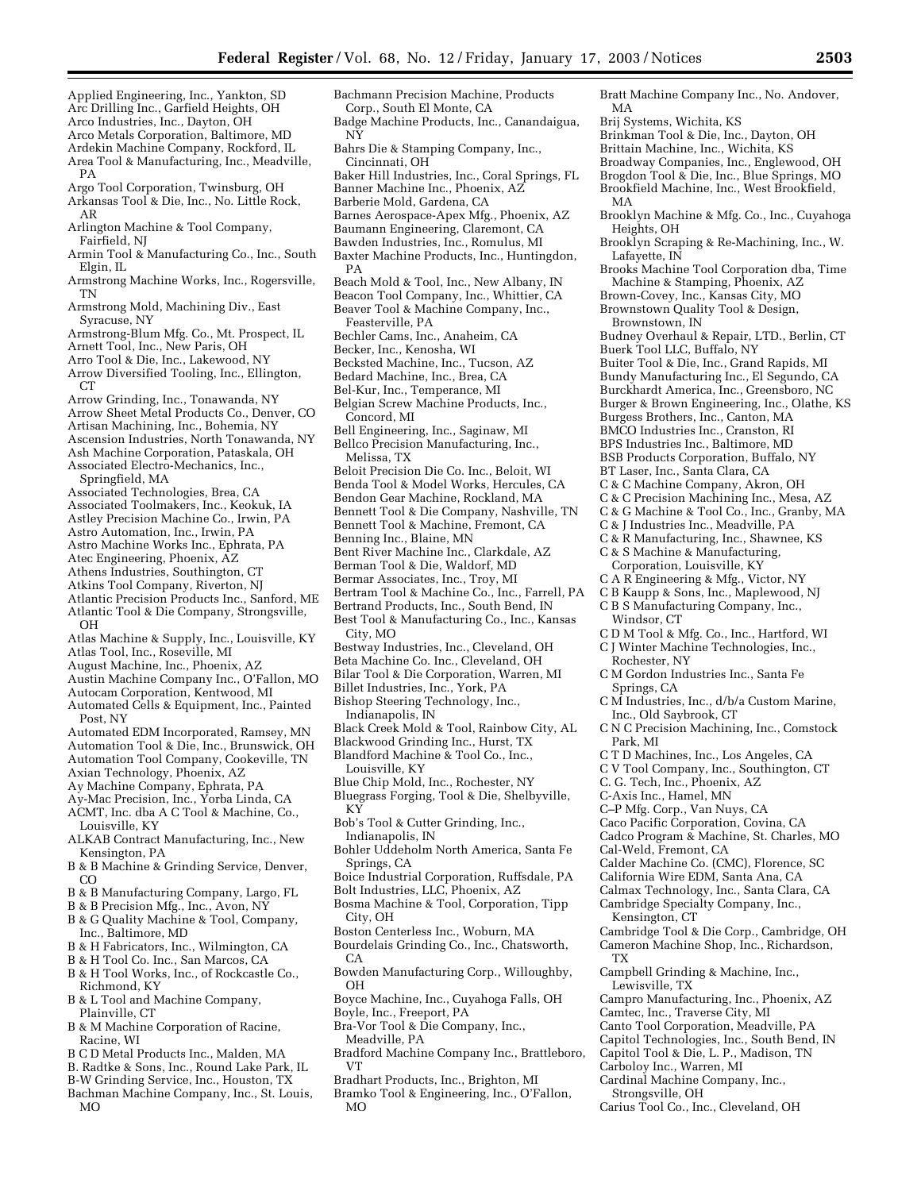Applied Engineering, Inc., Yankton, SD
Arc Drilling Inc., Garfield Heights, OH
Arco Industries, Inc., Dayton, OH
Arco Metals Corporation, Baltimore, MD
Ardekin Machine Company, Rockford, IL
Area Tool & Manufacturing, Inc., Meadville, PA
Argo Tool Corporation, Twinsburg, OH
Arkansas Tool & Die, Inc., No. Little Rock, AR
Arlington Machine & Tool Company, Fairfield, NJ
Armin Tool & Manufacturing Co., Inc., South Elgin, IL
Armstrong Machine Works, Inc., Rogersville, TN
Armstrong Mold, Machining Div., East Syracuse, NY
Armstrong-Blum Mfg. Co., Mt. Prospect, IL
Arnett Tool, Inc., New Paris, OH
Arro Tool & Die, Inc., Lakewood, NY
Arrow Diversified Tooling, Inc., Ellington, CT
Arrow Grinding, Inc., Tonawanda, NY
Arrow Sheet Metal Products Co., Denver, CO
Artisan Machining, Inc., Bohemia, NY
Ascension Industries, North Tonawanda, NY
Ash Machine Corporation, Pataskala, OH
Associated Electro-Mechanics, Inc., Springfield, MA
Associated Technologies, Brea, CA
Associated Toolmakers, Inc., Keokuk, IA
Astley Precision Machine Co., Irwin, PA
Astro Automation, Inc., Irwin, PA
Astro Machine Works Inc., Ephrata, PA
Atec Engineering, Phoenix, AZ
Athens Industries, Southington, CT
Atkins Tool Company, Riverton, NJ
Atlantic Precision Products Inc., Sanford, ME
Atlantic Tool & Die Company, Strongsville, OH
Atlas Machine & Supply, Inc., Louisville, KY
Atlas Tool, Inc., Roseville, MI
August Machine, Inc., Phoenix, AZ
Austin Machine Company Inc., O'Fallon, MO
Autocam Corporation, Kentwood, MI
Automated Cells & Equipment, Inc., Painted Post, NY
Automated EDM Incorporated, Ramsey, MN
Automation Tool & Die, Inc., Brunswick, OH
Automation Tool Company, Cookeville, TN
Axian Technology, Phoenix, AZ
Ay Machine Company, Ephrata, PA
Ay-Mac Precision, Inc., Yorba Linda, CA
ACMT, Inc. dba A C Tool & Machine, Co., Louisville, KY
ALKAB Contract Manufacturing, Inc., New Kensington, PA
B & B Machine & Grinding Service, Denver, CO
B & B Manufacturing Company, Largo, FL
B & B Precision Mfg., Inc., Avon, NY
B & G Quality Machine & Tool, Company, Inc., Baltimore, MD
B & H Fabricators, Inc., Wilmington, CA
B & H Tool Co. Inc., San Marcos, CA
B & H Tool Works, Inc., of Rockcastle Co., Richmond, KY
B & L Tool and Machine Company, Plainville, CT
B & M Machine Corporation of Racine, Racine, WI
B C D Metal Products Inc., Malden, MA
B. Radtke & Sons, Inc., Round Lake Park, IL
B-W Grinding Service, Inc., Houston, TX
Bachman Machine Company, Inc., St. Louis, MO
Bachmann Precision Machine, Products Corp., South El Monte, CA
Badge Machine Products, Inc., Canandaigua, NY
Bahrs Die & Stamping Company, Inc., Cincinnati, OH
Baker Hill Industries, Inc., Coral Springs, FL
Banner Machine Inc., Phoenix, AZ
Barberie Mold, Gardena, CA
Barnes Aerospace-Apex Mfg., Phoenix, AZ
Baumann Engineering, Claremont, CA
Bawden Industries, Inc., Romulus, MI
Baxter Machine Products, Inc., Huntingdon, PA
Beach Mold & Tool, Inc., New Albany, IN
Beacon Tool Company, Inc., Whittier, CA
Beaver Tool & Machine Company, Inc., Feasterville, PA
Bechler Cams, Inc., Anaheim, CA
Becker, Inc., Kenosha, WI
Becksted Machine, Inc., Tucson, AZ
Bedard Machine, Inc., Brea, CA
Bel-Kur, Inc., Temperance, MI
Belgian Screw Machine Products, Inc., Concord, MI
Bell Engineering, Inc., Saginaw, MI
Bellco Precision Manufacturing, Inc., Melissa, TX
Beloit Precision Die Co. Inc., Beloit, WI
Benda Tool & Model Works, Hercules, CA
Bendon Gear Machine, Rockland, MA
Bennett Tool & Die Company, Nashville, TN
Bennett Tool & Machine, Fremont, CA
Benning Inc., Blaine, MN
Bent River Machine Inc., Clarkdale, AZ
Berman Tool & Die, Waldorf, MD
Bermar Associates, Inc., Troy, MI
Bertram Tool & Machine Co., Inc., Farrell, PA
Bertrand Products, Inc., South Bend, IN
Best Tool & Manufacturing Co., Inc., Kansas City, MO
Bestway Industries, Inc., Cleveland, OH
Beta Machine Co. Inc., Cleveland, OH
Bilar Tool & Die Corporation, Warren, MI
Billet Industries, Inc., York, PA
Bishop Steering Technology, Inc., Indianapolis, IN
Black Creek Mold & Tool, Rainbow City, AL
Blackwood Grinding Inc., Hurst, TX
Blandford Machine & Tool Co., Inc., Louisville, KY
Blue Chip Mold, Inc., Rochester, NY
Bluegrass Forging, Tool & Die, Shelbyville, KY
Bob's Tool & Cutter Grinding, Inc., Indianapolis, IN
Bohler Uddeholm North America, Santa Fe Springs, CA
Boice Industrial Corporation, Ruffsdale, PA
Bolt Industries, LLC, Phoenix, AZ
Bosma Machine & Tool, Corporation, Tipp City, OH
Boston Centerless Inc., Woburn, MA
Bourdelais Grinding Co., Inc., Chatsworth, CA
Bowden Manufacturing Corp., Willoughby, OH
Boyce Machine, Inc., Cuyahoga Falls, OH
Boyle, Inc., Freeport, PA
Bra-Vor Tool & Die Company, Inc., Meadville, PA
Bradford Machine Company Inc., Brattleboro, VT
Bradhart Products, Inc., Brighton, MI
Bramko Tool & Engineering, Inc., O'Fallon, MO
Bratt Machine Company Inc., No. Andover, MA
Brij Systems, Wichita, KS
Brinkman Tool & Die, Inc., Dayton, OH
Brittain Machine, Inc., Wichita, KS
Broadway Companies, Inc., Englewood, OH
Brogdon Tool & Die, Inc., Blue Springs, MO
Brookfield Machine, Inc., West Brookfield, MA
Brooklyn Machine & Mfg. Co., Inc., Cuyahoga Heights, OH
Brooklyn Scraping & Re-Machining, Inc., W. Lafayette, IN
Brooks Machine Tool Corporation dba, Time Machine & Stamping, Phoenix, AZ
Brown-Covey, Inc., Kansas City, MO
Brownstown Quality Tool & Design, Brownstown, IN
Budney Overhaul & Repair, LTD., Berlin, CT
Buerk Tool LLC, Buffalo, NY
Buiter Tool & Die, Inc., Grand Rapids, MI
Bundy Manufacturing Inc., El Segundo, CA
Burckhardt America, Inc., Greensboro, NC
Burger & Brown Engineering, Inc., Olathe, KS
Burgess Brothers, Inc., Canton, MA
BMCO Industries Inc., Cranston, RI
BPS Industries Inc., Baltimore, MD
BSB Products Corporation, Buffalo, NY
BT Laser, Inc., Santa Clara, CA
C & C Machine Company, Akron, OH
C & C Precision Machining Inc., Mesa, AZ
C & G Machine & Tool Co., Inc., Granby, MA
C & J Industries Inc., Meadville, PA
C & R Manufacturing, Inc., Shawnee, KS
C & S Machine & Manufacturing, Corporation, Louisville, KY
C A R Engineering & Mfg., Victor, NY
C B Kaupp & Sons, Inc., Maplewood, NJ
C B S Manufacturing Company, Inc., Windsor, CT
C D M Tool & Mfg. Co., Inc., Hartford, WI
C J Winter Machine Technologies, Inc., Rochester, NY
C M Gordon Industries Inc., Santa Fe Springs, CA
C M Industries, Inc., d/b/a Custom Marine, Inc., Old Saybrook, CT
C N C Precision Machining, Inc., Comstock Park, MI
C T D Machines, Inc., Los Angeles, CA
C V Tool Company, Inc., Southington, CT
C. G. Tech, Inc., Phoenix, AZ
C-Axis Inc., Hamel, MN
C–P Mfg. Corp., Van Nuys, CA
Caco Pacific Corporation, Covina, CA
Cadco Program & Machine, St. Charles, MO
Cal-Weld, Fremont, CA
Calder Machine Co. (CMC), Florence, SC
California Wire EDM, Santa Ana, CA
Calmax Technology, Inc., Santa Clara, CA
Cambridge Specialty Company, Inc., Kensington, CT
Cambridge Tool & Die Corp., Cambridge, OH
Cameron Machine Shop, Inc., Richardson, TX
Campbell Grinding & Machine, Inc., Lewisville, TX
Campro Manufacturing, Inc., Phoenix, AZ
Camtec, Inc., Traverse City, MI
Canto Tool Corporation, Meadville, PA
Capitol Technologies, Inc., South Bend, IN
Capitol Tool & Die, L. P., Madison, TN
Carboloy Inc., Warren, MI
Cardinal Machine Company, Inc., Strongsville, OH
Carius Tool Co., Inc., Cleveland, OH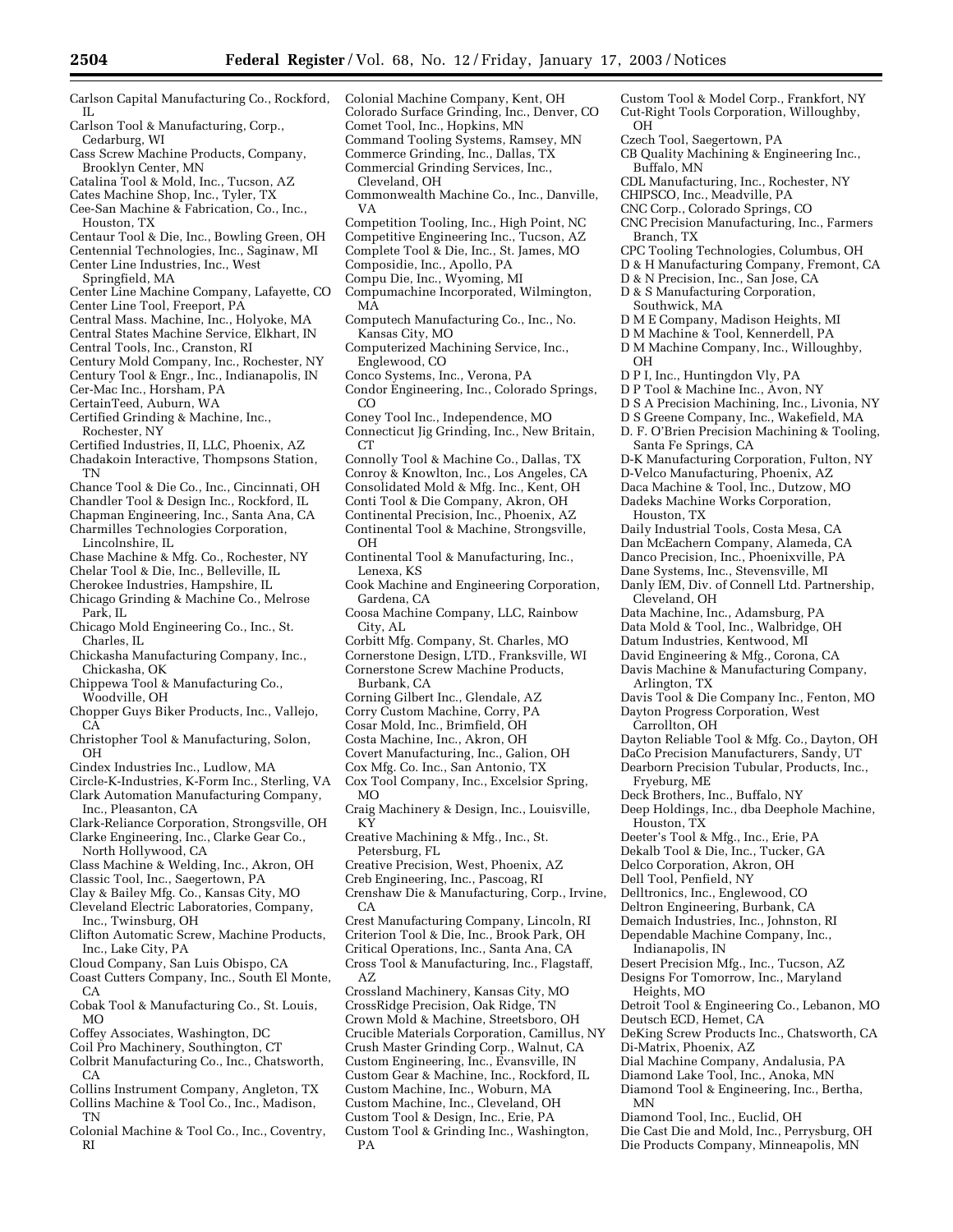Carlson Capital Manufacturing Co., Rockford, IL
Carlson Tool & Manufacturing, Corp., Cedarburg, WI
Cass Screw Machine Products, Company, Brooklyn Center, MN
Catalina Tool & Mold, Inc., Tucson, AZ
Cates Machine Shop, Inc., Tyler, TX
Cee-San Machine & Fabrication, Co., Inc., Houston, TX
Centaur Tool & Die, Inc., Bowling Green, OH
Centennial Technologies, Inc., Saginaw, MI
Center Line Industries, Inc., West Springfield, MA
Center Line Machine Company, Lafayette, CO
Center Line Tool, Freeport, PA
Central Mass. Machine, Inc., Holyoke, MA
Central States Machine Service, Elkhart, IN
Central Tools, Inc., Cranston, RI
Century Mold Company, Inc., Rochester, NY
Century Tool & Engr., Inc., Indianapolis, IN
Cer-Mac Inc., Horsham, PA
CertainTeed, Auburn, WA
Certified Grinding & Machine, Inc., Rochester, NY
Certified Industries, II, LLC, Phoenix, AZ
Chadakoin Interactive, Thompsons Station, TN
Chance Tool & Die Co., Inc., Cincinnati, OH
Chandler Tool & Design Inc., Rockford, IL
Chapman Engineering, Inc., Santa Ana, CA
Charmilles Technologies Corporation, Lincolnshire, IL
Chase Machine & Mfg. Co., Rochester, NY
Chelar Tool & Die, Inc., Belleville, IL
Cherokee Industries, Hampshire, IL
Chicago Grinding & Machine Co., Melrose Park, IL
Chicago Mold Engineering Co., Inc., St. Charles, IL
Chickasha Manufacturing Company, Inc., Chickasha, OK
Chippewa Tool & Manufacturing Co., Woodville, OH
Chopper Guys Biker Products, Inc., Vallejo, CA
Christopher Tool & Manufacturing, Solon, OH
Cindex Industries Inc., Ludlow, MA
Circle-K-Industries, K-Form Inc., Sterling, VA
Clark Automation Manufacturing Company, Inc., Pleasanton, CA
Clark-Reliance Corporation, Strongsville, OH
Clarke Engineering, Inc., Clarke Gear Co., North Hollywood, CA
Class Machine & Welding, Inc., Akron, OH
Classic Tool, Inc., Saegertown, PA
Clay & Bailey Mfg. Co., Kansas City, MO
Cleveland Electric Laboratories, Company, Inc., Twinsburg, OH
Clifton Automatic Screw, Machine Products, Inc., Lake City, PA
Cloud Company, San Luis Obispo, CA
Coast Cutters Company, Inc., South El Monte, CA
Cobak Tool & Manufacturing Co., St. Louis, MO
Coffey Associates, Washington, DC
Coil Pro Machinery, Southington, CT
Colbrit Manufacturing Co., Inc., Chatsworth, CA
Collins Instrument Company, Angleton, TX
Collins Machine & Tool Co., Inc., Madison, TN
Colonial Machine & Tool Co., Inc., Coventry, RI
Colonial Machine Company, Kent, OH
Colorado Surface Grinding, Inc., Denver, CO
Comet Tool, Inc., Hopkins, MN
Command Tooling Systems, Ramsey, MN
Commerce Grinding, Inc., Dallas, TX
Commercial Grinding Services, Inc., Cleveland, OH
Commonwealth Machine Co., Inc., Danville, VA
Competition Tooling, Inc., High Point, NC
Competitive Engineering Inc., Tucson, AZ
Complete Tool & Die, Inc., St. James, MO
Composidie, Inc., Apollo, PA
Compu Die, Inc., Wyoming, MI
Compumachine Incorporated, Wilmington, MA
Computech Manufacturing Co., Inc., No. Kansas City, MO
Computerized Machining Service, Inc., Englewood, CO
Conco Systems, Inc., Verona, PA
Condor Engineering, Inc., Colorado Springs, CO
Coney Tool Inc., Independence, MO
Connecticut Jig Grinding, Inc., New Britain, CT
Connolly Tool & Machine Co., Dallas, TX
Conroy & Knowlton, Inc., Los Angeles, CA
Consolidated Mold & Mfg. Inc., Kent, OH
Conti Tool & Die Company, Akron, OH
Continental Precision, Inc., Phoenix, AZ
Continental Tool & Machine, Strongsville, OH
Continental Tool & Manufacturing, Inc., Lenexa, KS
Cook Machine and Engineering Corporation, Gardena, CA
Coosa Machine Company, LLC, Rainbow City, AL
Corbitt Mfg. Company, St. Charles, MO
Cornerstone Design, LTD., Franksville, WI
Cornerstone Screw Machine Products, Burbank, CA
Corning Gilbert Inc., Glendale, AZ
Corry Custom Machine, Corry, PA
Cosar Mold, Inc., Brimfield, OH
Costa Machine, Inc., Akron, OH
Covert Manufacturing, Inc., Galion, OH
Cox Mfg. Co. Inc., San Antonio, TX
Cox Tool Company, Inc., Excelsior Spring, MO
Craig Machinery & Design, Inc., Louisville, KY
Creative Machining & Mfg., Inc., St. Petersburg, FL
Creative Precision, West, Phoenix, AZ
Creb Engineering, Inc., Pascoag, RI
Crenshaw Die & Manufacturing, Corp., Irvine, CA
Crest Manufacturing Company, Lincoln, RI
Criterion Tool & Die, Inc., Brook Park, OH
Critical Operations, Inc., Santa Ana, CA
Cross Tool & Manufacturing, Inc., Flagstaff, AZ
Crossland Machinery, Kansas City, MO
CrossRidge Precision, Oak Ridge, TN
Crown Mold & Machine, Streetsboro, OH
Crucible Materials Corporation, Camillus, NY
Crush Master Grinding Corp., Walnut, CA
Custom Engineering, Inc., Evansville, IN
Custom Gear & Machine, Inc., Rockford, IL
Custom Machine, Inc., Woburn, MA
Custom Machine, Inc., Cleveland, OH
Custom Tool & Design, Inc., Erie, PA
Custom Tool & Grinding Inc., Washington, PA
Custom Tool & Model Corp., Frankfort, NY
Cut-Right Tools Corporation, Willoughby, OH
Czech Tool, Saegertown, PA
CB Quality Machining & Engineering Inc., Buffalo, MN
CDL Manufacturing, Inc., Rochester, NY
CHIPSCO, Inc., Meadville, PA
CNC Corp., Colorado Springs, CO
CNC Precision Manufacturing, Inc., Farmers Branch, TX
CPC Tooling Technologies, Columbus, OH
D & H Manufacturing Company, Fremont, CA
D & N Precision, Inc., San Jose, CA
D & S Manufacturing Corporation, Southwick, MA
D M E Company, Madison Heights, MI
D M Machine & Tool, Kennerdell, PA
D M Machine Company, Inc., Willoughby, OH
D P I, Inc., Huntingdon Vly, PA
D P Tool & Machine Inc., Avon, NY
D S A Precision Machining, Inc., Livonia, NY
D S Greene Company, Inc., Wakefield, MA
D. F. O'Brien Precision Machining & Tooling, Santa Fe Springs, CA
D-K Manufacturing Corporation, Fulton, NY
D-Velco Manufacturing, Phoenix, AZ
Daca Machine & Tool, Inc., Dutzow, MO
Dadeks Machine Works Corporation, Houston, TX
Daily Industrial Tools, Costa Mesa, CA
Dan McEachern Company, Alameda, CA
Danco Precision, Inc., Phoenixville, PA
Dane Systems, Inc., Stevensville, MI
Danly IEM, Div. of Connell Ltd. Partnership, Cleveland, OH
Data Machine, Inc., Adamsburg, PA
Data Mold & Tool, Inc., Walbridge, OH
Datum Industries, Kentwood, MI
David Engineering & Mfg., Corona, CA
Davis Machine & Manufacturing Company, Arlington, TX
Davis Tool & Die Company Inc., Fenton, MO
Dayton Progress Corporation, West Carrollton, OH
Dayton Reliable Tool & Mfg. Co., Dayton, OH
DaCo Precision Manufacturers, Sandy, UT
Dearborn Precision Tubular, Products, Inc., Fryeburg, ME
Deck Brothers, Inc., Buffalo, NY
Deep Holdings, Inc., dba Deephole Machine, Houston, TX
Deeter's Tool & Mfg., Inc., Erie, PA
Dekalb Tool & Die, Inc., Tucker, GA
Delco Corporation, Akron, OH
Dell Tool, Penfield, NY
Delltronics, Inc., Englewood, CO
Deltron Engineering, Burbank, CA
Demaich Industries, Inc., Johnston, RI
Dependable Machine Company, Inc., Indianapolis, IN
Desert Precision Mfg., Inc., Tucson, AZ
Designs For Tomorrow, Inc., Maryland Heights, MO
Detroit Tool & Engineering Co., Lebanon, MO
Deutsch ECD, Hemet, CA
DeKing Screw Products Inc., Chatsworth, CA
Di-Matrix, Phoenix, AZ
Dial Machine Company, Andalusia, PA
Diamond Lake Tool, Inc., Anoka, MN
Diamond Tool & Engineering, Inc., Bertha, MN
Diamond Tool, Inc., Euclid, OH
Die Cast Die and Mold, Inc., Perrysburg, OH
Die Products Company, Minneapolis, MN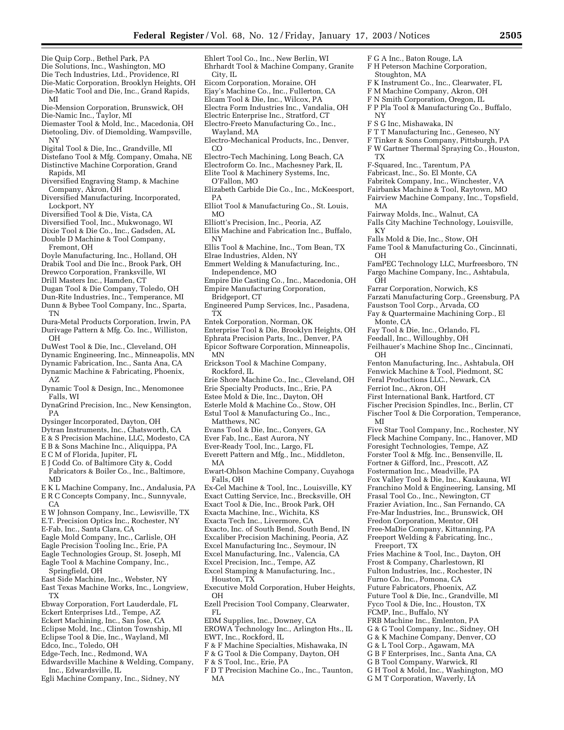Die Quip Corp., Bethel Park, PA
Die Solutions, Inc., Washington, MO
Die Tech Industries, Ltd., Providence, RI
Die-Matic Corporation, Brooklyn Heights, OH
Die-Matic Tool and Die, Inc., Grand Rapids, MI
Die-Mension Corporation, Brunswick, OH
Die-Namic Inc., Taylor, MI
Diemaster Tool & Mold, Inc., Macedonia, OH
Dietooling, Div. of Diemolding, Wampsville, NY
Digital Tool & Die, Inc., Grandville, MI
Distefano Tool & Mfg. Company, Omaha, NE
Distinctive Machine Corporation, Grand Rapids, MI
Diversified Engraving Stamp, & Machine Company, Akron, OH
Diversified Manufacturing, Incorporated, Lockport, NY
Diversified Tool & Die, Vista, CA
Diversified Tool, Inc., Mukwonago, WI
Dixie Tool & Die Co., Inc., Gadsden, AL
Double D Machine & Tool Company, Fremont, OH
Doyle Manufacturing, Inc., Holland, OH
Drabik Tool and Die Inc., Brook Park, OH
Drewco Corporation, Franksville, WI
Drill Masters Inc., Hamden, CT
Dugan Tool & Die Company, Toledo, OH
Dun-Rite Industries, Inc., Temperance, MI
Dunn & Bybee Tool Company, Inc., Sparta, TN
Dura-Metal Products Corporation, Irwin, PA
Durivage Pattern & Mfg. Co. Inc., Williston, OH
DuWest Tool & Die, Inc., Cleveland, OH
Dynamic Engineering, Inc., Minneapolis, MN
Dynamic Fabrication, Inc., Santa Ana, CA
Dynamic Machine & Fabricating, Phoenix, AZ
Dynamic Tool & Design, Inc., Menomonee Falls, WI
DynaGrind Precision, Inc., New Kensington, PA
Dysinger Incorporated, Dayton, OH
Dytran Instruments, Inc., Chatsworth, CA
E & S Precision Machine, LLC, Modesto, CA
E B & Sons Machine Inc., Aliquippa, PA
E C M of Florida, Jupiter, FL
E J Codd Co. of Baltimore City &, Codd Fabricators & Boiler Co., Inc., Baltimore, MD
E K L Machine Company, Inc., Andalusia, PA
E R C Concepts Company, Inc., Sunnyvale, CA
E W Johnson Company, Inc., Lewisville, TX
E.T. Precision Optics Inc., Rochester, NY
E-Fab, Inc., Santa Clara, CA
Eagle Mold Company, Inc., Carlisle, OH
Eagle Precision Tooling Inc., Erie, PA
Eagle Technologies Group, St. Joseph, MI
Eagle Tool & Machine Company, Inc., Springfield, OH
East Side Machine, Inc., Webster, NY
East Texas Machine Works, Inc., Longview, TX
Ebway Corporation, Fort Lauderdale, FL
Eckert Enterprises Ltd., Tempe, AZ
Eckert Machining, Inc., San Jose, CA
Eclipse Mold, Inc., Clinton Township, MI
Eclipse Tool & Die, Inc., Wayland, MI
Edco, Inc., Toledo, OH
Edge-Tech, Inc., Redmond, WA
Edwardsville Machine & Welding, Company, Inc., Edwardsville, IL
Egli Machine Company, Inc., Sidney, NY
Ehlert Tool Co., Inc., New Berlin, WI
Ehrhardt Tool & Machine Company, Granite City, IL
Eicom Corporation, Moraine, OH
Ejay's Machine Co., Inc., Fullerton, CA
Elcam Tool & Die, Inc., Wilcox, PA
Electra Form Industries Inc., Vandalia, OH
Electric Enterprise Inc., Stratford, CT
Electro-Freeto Manufacturing Co., Inc., Wayland, MA
Electro-Mechanical Products, Inc., Denver, CO
Electro-Tech Machining, Long Beach, CA
Electroform Co. Inc., Machesney Park, IL
Elite Tool & Machinery Systems, Inc, O'Fallon, MO
Elizabeth Carbide Die Co., Inc., McKeesport, PA
Elliot Tool & Manufacturing Co., St. Louis, MO
Elliott's Precision, Inc., Peoria, AZ
Ellis Machine and Fabrication Inc., Buffalo, NY
Ellis Tool & Machine, Inc., Tom Bean, TX
Elrae Industries, Alden, NY
Emmert Welding & Manufacturing, Inc., Independence, MO
Empire Die Casting Co., Inc., Macedonia, OH
Empire Manufacturing Corporation, Bridgeport, CT
Engineered Pump Services, Inc., Pasadena, TX
Entek Corporation, Norman, OK
Enterprise Tool & Die, Brooklyn Heights, OH
Ephrata Precision Parts, Inc., Denver, PA
Epicor Software Corporation, Minneapolis, MN
Erickson Tool & Machine Company, Rockford, IL
Erie Shore Machine Co., Inc., Cleveland, OH
Erie Specialty Products, Inc., Erie, PA
Estee Mold & Die, Inc., Dayton, OH
Esterle Mold & Machine Co., Stow, OH
Estul Tool & Manufacturing Co., Inc., Matthews, NC
Evans Tool & Die, Inc., Conyers, GA
Ever Fab, Inc., East Aurora, NY
Ever-Ready Tool, Inc., Largo, FL
Everett Pattern and Mfg., Inc., Middleton, MA
Ewart-Ohlson Machine Company, Cuyahoga Falls, OH
Ex-Cel Machine & Tool, Inc., Louisville, KY
Exact Cutting Service, Inc., Brecksville, OH
Exact Tool & Die, Inc., Brook Park, OH
Exacta Machine, Inc., Wichita, KS
Exacta Tech Inc., Livermore, CA
Exacto, Inc. of South Bend, South Bend, IN
Excaliber Precision Machining, Peoria, AZ
Excel Manufacturing Inc., Seymour, IN
Excel Manufacturing, Inc., Valencia, CA
Excel Precision, Inc., Tempe, AZ
Excel Stamping & Manufacturing, Inc., Houston, TX
Executive Mold Corporation, Huber Heights, OH
Ezell Precision Tool Company, Clearwater, FL
EDM Supplies, Inc., Downey, CA
EROWA Technology Inc., Arlington Hts., IL
EWT, Inc., Rockford, IL
F & F Machine Specialties, Mishawaka, IN
F & G Tool & Die Company, Dayton, OH
F & S Tool, Inc., Erie, PA
F D T Precision Machine Co., Inc., Taunton, MA
F G A Inc., Baton Rouge, LA
F H Peterson Machine Corporation, Stoughton, MA
F K Instrument Co., Inc., Clearwater, FL
F M Machine Company, Akron, OH
F N Smith Corporation, Oregon, IL
F P Pla Tool & Manufacturing Co., Buffalo, NY
F S G Inc, Mishawaka, IN
F T T Manufacturing Inc., Geneseo, NY
F Tinker & Sons Company, Pittsburgh, PA
F W Gartner Thermal Spraying Co., Houston, TX
F-Squared, Inc., Tarentum, PA
Fabricast, Inc., So. El Monte, CA
Fabritek Company, Inc., Winchester, VA
Fairbanks Machine & Tool, Raytown, MO
Fairview Machine Company, Inc., Topsfield, MA
Fairway Molds, Inc., Walnut, CA
Falls City Machine Technology, Louisville, KY
Falls Mold & Die, Inc., Stow, OH
Fame Tool & Manufacturing Co., Cincinnati, OH
FamPEC Technology LLC, Murfreesboro, TN
Fargo Machine Company, Inc., Ashtabula, OH
Farrar Corporation, Norwich, KS
Farzati Manufacturing Corp., Greensburg, PA
Faustson Tool Corp., Arvada, CO
Fay & Quartermaine Machining Corp., El Monte, CA
Fay Tool & Die, Inc., Orlando, FL
Feedall, Inc., Willoughby, OH
Feilhauer's Machine Shop Inc., Cincinnati, OH
Fenton Manufacturing, Inc., Ashtabula, OH
Fenwick Machine & Tool, Piedmont, SC
Feral Productions LLC., Newark, CA
Ferriot Inc., Akron, OH
First International Bank, Hartford, CT
Fischer Precision Spindles, Inc., Berlin, CT
Fischer Tool & Die Corporation, Temperance, MI
Five Star Tool Company, Inc., Rochester, NY
Fleck Machine Company, Inc., Hanover, MD
Foresight Technologies, Tempe, AZ
Forster Tool & Mfg. Inc., Bensenville, IL
Fortner & Gifford, Inc., Prescott, AZ
Fostermation Inc., Meadville, PA
Fox Valley Tool & Die, Inc., Kaukauna, WI
Franchino Mold & Engineering, Lansing, MI
Frasal Tool Co., Inc., Newington, CT
Frazier Aviation, Inc., San Fernando, CA
Fre-Mar Industries, Inc., Brunswick, OH
Fredon Corporation, Mentor, OH
Free-MaDie Company, Kittanning, PA
Freeport Welding & Fabricating, Inc., Freeport, TX
Fries Machine & Tool, Inc., Dayton, OH
Frost & Company, Charlestown, RI
Fulton Industries, Inc., Rochester, IN
Furno Co. Inc., Pomona, CA
Future Fabricators, Phoenix, AZ
Future Tool & Die, Inc., Grandville, MI
Fyco Tool & Die, Inc., Houston, TX
FCMP, Inc., Buffalo, NY
FRB Machine Inc., Emlenton, PA
G & G Tool Company, Inc., Sidney, OH
G & K Machine Company, Denver, CO
G & L Tool Corp., Agawam, MA
G B F Enterprises, Inc., Santa Ana, CA
G B Tool Company, Warwick, RI
G H Tool & Mold, Inc., Washington, MO
G M T Corporation, Waverly, IA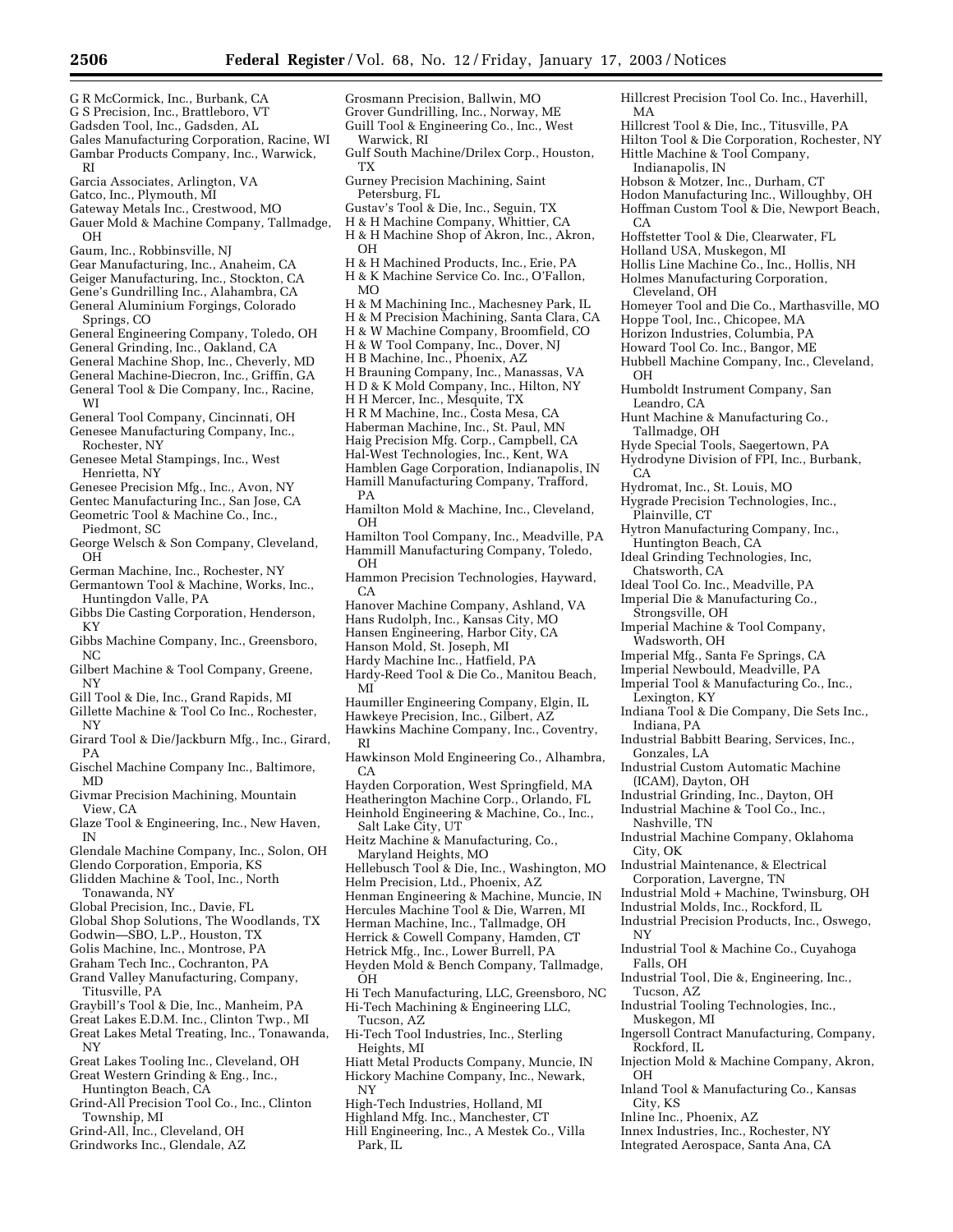G R McCormick, Inc., Burbank, CA
G S Precision, Inc., Brattleboro, VT
Gadsden Tool, Inc., Gadsden, AL
Gales Manufacturing Corporation, Racine, WI
Gambar Products Company, Inc., Warwick, RI
Garcia Associates, Arlington, VA
Gatco, Inc., Plymouth, MI
Gateway Metals Inc., Crestwood, MO
Gauer Mold & Machine Company, Tallmadge, OH
Gaum, Inc., Robbinsville, NJ
Gear Manufacturing, Inc., Anaheim, CA
Geiger Manufacturing, Inc., Stockton, CA
Gene's Gundrilling Inc., Alahambra, CA
General Aluminium Forgings, Colorado Springs, CO
General Engineering Company, Toledo, OH
General Grinding, Inc., Oakland, CA
General Machine Shop, Inc., Cheverly, MD
General Machine-Diecron, Inc., Griffin, GA
General Tool & Die Company, Inc., Racine, WI
General Tool Company, Cincinnati, OH
Genesee Manufacturing Company, Inc., Rochester, NY
Genesee Metal Stampings, Inc., West Henrietta, NY
Genesee Precision Mfg., Inc., Avon, NY
Gentec Manufacturing Inc., San Jose, CA
Geometric Tool & Machine Co., Inc., Piedmont, SC
George Welsch & Son Company, Cleveland, OH
German Machine, Inc., Rochester, NY
Germantown Tool & Machine, Works, Inc., Huntingdon Valle, PA
Gibbs Die Casting Corporation, Henderson, KY
Gibbs Machine Company, Inc., Greensboro, NC
Gilbert Machine & Tool Company, Greene, NY
Gill Tool & Die, Inc., Grand Rapids, MI
Gillette Machine & Tool Co Inc., Rochester, NY
Girard Tool & Die/Jackburn Mfg., Inc., Girard, PA
Gischel Machine Company Inc., Baltimore, MD
Givmar Precision Machining, Mountain View, CA
Glaze Tool & Engineering, Inc., New Haven, IN
Glendale Machine Company, Inc., Solon, OH
Glendo Corporation, Emporia, KS
Glidden Machine & Tool, Inc., North Tonawanda, NY
Global Precision, Inc., Davie, FL
Global Shop Solutions, The Woodlands, TX
Godwin—SBO, L.P., Houston, TX
Golis Machine, Inc., Montrose, PA
Graham Tech Inc., Cochranton, PA
Grand Valley Manufacturing, Company, Titusville, PA
Graybill's Tool & Die, Inc., Manheim, PA
Great Lakes E.D.M. Inc., Clinton Twp., MI
Great Lakes Metal Treating, Inc., Tonawanda, NY
Great Lakes Tooling Inc., Cleveland, OH
Great Western Grinding & Eng., Inc., Huntington Beach, CA
Grind-All Precision Tool Co., Inc., Clinton Township, MI
Grind-All, Inc., Cleveland, OH
Grindworks Inc., Glendale, AZ
Grosmann Precision, Ballwin, MO
Grover Gundrilling, Inc., Norway, ME
Guill Tool & Engineering Co., Inc., West Warwick, RI
Gulf South Machine/Drilex Corp., Houston, TX
Gurney Precision Machining, Saint Petersburg, FL
Gustav's Tool & Die, Inc., Seguin, TX
H & H Machine Company, Whittier, CA
H & H Machine Shop of Akron, Inc., Akron, OH
H & H Machined Products, Inc., Erie, PA
H & K Machine Service Co. Inc., O'Fallon, MO
H & M Machining Inc., Machesney Park, IL
H & M Precision Machining, Santa Clara, CA
H & W Machine Company, Broomfield, CO
H & W Tool Company, Inc., Dover, NJ
H B Machine, Inc., Phoenix, AZ
H Brauning Company, Inc., Manassas, VA
H D & K Mold Company, Inc., Hilton, NY
H H Mercer, Inc., Mesquite, TX
H R M Machine, Inc., Costa Mesa, CA
Haberman Machine, Inc., St. Paul, MN
Haig Precision Mfg. Corp., Campbell, CA
Hal-West Technologies, Inc., Kent, WA
Hamblen Gage Corporation, Indianapolis, IN
Hamill Manufacturing Company, Trafford, PA
Hamilton Mold & Machine, Inc., Cleveland, OH
Hamilton Tool Company, Inc., Meadville, PA
Hammill Manufacturing Company, Toledo, OH
Hammon Precision Technologies, Hayward, CA
Hanover Machine Company, Ashland, VA
Hans Rudolph, Inc., Kansas City, MO
Hansen Engineering, Harbor City, CA
Hanson Mold, St. Joseph, MI
Hardy Machine Inc., Hatfield, PA
Hardy-Reed Tool & Die Co., Manitou Beach, MI
Haumiller Engineering Company, Elgin, IL
Hawkeye Precision, Inc., Gilbert, AZ
Hawkins Machine Company, Inc., Coventry, RI
Hawkinson Mold Engineering Co., Alhambra, CA
Hayden Corporation, West Springfield, MA
Heatherington Machine Corp., Orlando, FL
Heinhold Engineering & Machine, Co., Inc., Salt Lake City, UT
Heitz Machine & Manufacturing, Co., Maryland Heights, MO
Hellebusch Tool & Die, Inc., Washington, MO
Helm Precision, Ltd., Phoenix, AZ
Henman Engineering & Machine, Muncie, IN
Hercules Machine Tool & Die, Warren, MI
Herman Machine, Inc., Tallmadge, OH
Herrick & Cowell Company, Hamden, CT
Hetrick Mfg., Inc., Lower Burrell, PA
Heyden Mold & Bench Company, Tallmadge, OH
Hi Tech Manufacturing, LLC, Greensboro, NC
Hi-Tech Machining & Engineering LLC, Tucson, AZ
Hi-Tech Tool Industries, Inc., Sterling Heights, MI
Hiatt Metal Products Company, Muncie, IN
Hickory Machine Company, Inc., Newark, NY
High-Tech Industries, Holland, MI
Highland Mfg. Inc., Manchester, CT
Hill Engineering, Inc., A Mestek Co., Villa Park, IL
Hillcrest Precision Tool Co. Inc., Haverhill, MA
Hillcrest Tool & Die, Inc., Titusville, PA
Hilton Tool & Die Corporation, Rochester, NY
Hittle Machine & Tool Company, Indianapolis, IN
Hobson & Motzer, Inc., Durham, CT
Hodon Manufacturing Inc., Willoughby, OH
Hoffman Custom Tool & Die, Newport Beach, CA
Hoffstetter Tool & Die, Clearwater, FL
Holland USA, Muskegon, MI
Hollis Line Machine Co., Inc., Hollis, NH
Holmes Manufacturing Corporation, Cleveland, OH
Homeyer Tool and Die Co., Marthasville, MO
Hoppe Tool, Inc., Chicopee, MA
Horizon Industries, Columbia, PA
Howard Tool Co. Inc., Bangor, ME
Hubbell Machine Company, Inc., Cleveland, OH
Humboldt Instrument Company, San Leandro, CA
Hunt Machine & Manufacturing Co., Tallmadge, OH
Hyde Special Tools, Saegertown, PA
Hydrodyne Division of FPI, Inc., Burbank, CA
Hydromat, Inc., St. Louis, MO
Hygrade Precision Technologies, Inc., Plainville, CT
Hytron Manufacturing Company, Inc., Huntington Beach, CA
Ideal Grinding Technologies, Inc, Chatsworth, CA
Ideal Tool Co. Inc., Meadville, PA
Imperial Die & Manufacturing Co., Strongsville, OH
Imperial Machine & Tool Company, Wadsworth, OH
Imperial Mfg., Santa Fe Springs, CA
Imperial Newbould, Meadville, PA
Imperial Tool & Manufacturing Co., Inc., Lexington, KY
Indiana Tool & Die Company, Die Sets Inc., Indiana, PA
Industrial Babbitt Bearing, Services, Inc., Gonzales, LA
Industrial Custom Automatic Machine (ICAM), Dayton, OH
Industrial Grinding, Inc., Dayton, OH
Industrial Machine & Tool Co., Inc., Nashville, TN
Industrial Machine Company, Oklahoma City, OK
Industrial Maintenance, & Electrical Corporation, Lavergne, TN
Industrial Mold + Machine, Twinsburg, OH
Industrial Molds, Inc., Rockford, IL
Industrial Precision Products, Inc., Oswego, NY
Industrial Tool & Machine Co., Cuyahoga Falls, OH
Industrial Tool, Die &, Engineering, Inc., Tucson, AZ
Industrial Tooling Technologies, Inc., Muskegon, MI
Ingersoll Contract Manufacturing, Company, Rockford, IL
Injection Mold & Machine Company, Akron, OH
Inland Tool & Manufacturing Co., Kansas City, KS
Inline Inc., Phoenix, AZ
Innex Industries, Inc., Rochester, NY
Integrated Aerospace, Santa Ana, CA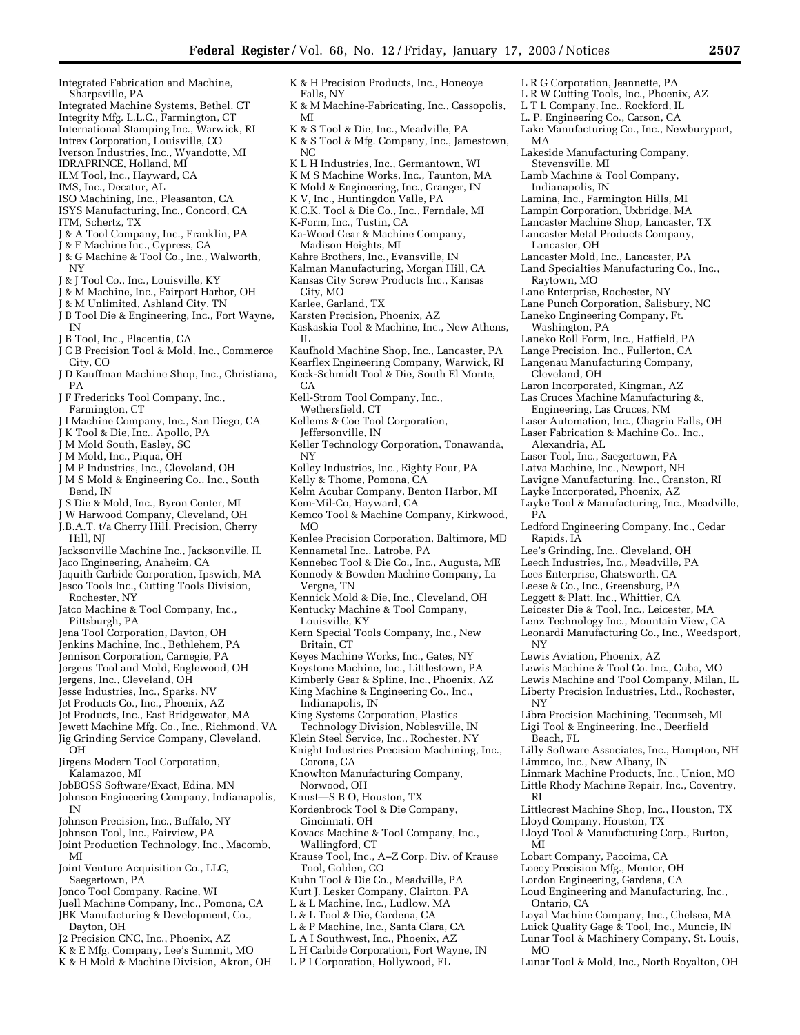Integrated Fabrication and Machine, Sharpsville, PA
Integrated Machine Systems, Bethel, CT
Integrity Mfg. L.L.C., Farmington, CT
International Stamping Inc., Warwick, RI
Intrex Corporation, Louisville, CO
Iverson Industries, Inc., Wyandotte, MI
IDRAPRINCE, Holland, MI
ILM Tool, Inc., Hayward, CA
IMS, Inc., Decatur, AL
ISO Machining, Inc., Pleasanton, CA
ISYS Manufacturing, Inc., Concord, CA
ITM, Schertz, TX
J & A Tool Company, Inc., Franklin, PA
J & F Machine Inc., Cypress, CA
J & G Machine & Tool Co., Inc., Walworth, NY
J & J Tool Co., Inc., Louisville, KY
J & M Machine, Inc., Fairport Harbor, OH
J & M Unlimited, Ashland City, TN
J B Tool Die & Engineering, Inc., Fort Wayne, IN
J B Tool, Inc., Placentia, CA
J C B Precision Tool & Mold, Inc., Commerce City, CO
J D Kauffman Machine Shop, Inc., Christiana, PA
J F Fredericks Tool Company, Inc., Farmington, CT
J I Machine Company, Inc., San Diego, CA
J K Tool & Die, Inc., Apollo, PA
J M Mold South, Easley, SC
J M Mold, Inc., Piqua, OH
J M P Industries, Inc., Cleveland, OH
J M S Mold & Engineering Co., Inc., South Bend, IN
J S Die & Mold, Inc., Byron Center, MI
J W Harwood Company, Cleveland, OH
J.B.A.T. t/a Cherry Hill, Precision, Cherry Hill, NJ
Jacksonville Machine Inc., Jacksonville, IL
Jaco Engineering, Anaheim, CA
Jaquith Carbide Corporation, Ipswich, MA
Jasco Tools Inc., Cutting Tools Division, Rochester, NY
Jatco Machine & Tool Company, Inc., Pittsburgh, PA
Jena Tool Corporation, Dayton, OH
Jenkins Machine, Inc., Bethlehem, PA
Jennison Corporation, Carnegie, PA
Jergens Tool and Mold, Englewood, OH
Jergens, Inc., Cleveland, OH
Jesse Industries, Inc., Sparks, NV
Jet Products Co., Inc., Phoenix, AZ
Jet Products, Inc., East Bridgewater, MA
Jewett Machine Mfg. Co., Inc., Richmond, VA
Jig Grinding Service Company, Cleveland, OH
Jirgens Modern Tool Corporation, Kalamazoo, MI
JobBOSS Software/Exact, Edina, MN
Johnson Engineering Company, Indianapolis, IN
Johnson Precision, Inc., Buffalo, NY
Johnson Tool, Inc., Fairview, PA
Joint Production Technology, Inc., Macomb, MI
Joint Venture Acquisition Co., LLC, Saegertown, PA
Jonco Tool Company, Racine, WI
Juell Machine Company, Inc., Pomona, CA
JBK Manufacturing & Development, Co., Dayton, OH
J2 Precision CNC, Inc., Phoenix, AZ
K & E Mfg. Company, Lee's Summit, MO
K & H Mold & Machine Division, Akron, OH
K & H Precision Products, Inc., Honeoye Falls, NY
K & M Machine-Fabricating, Inc., Cassopolis, MI
K & S Tool & Die, Inc., Meadville, PA
K & S Tool & Mfg. Company, Inc., Jamestown, NC
K L H Industries, Inc., Germantown, WI
K M S Machine Works, Inc., Taunton, MA
K Mold & Engineering, Inc., Granger, IN
K V, Inc., Huntingdon Valle, PA
K.C.K. Tool & Die Co., Inc., Ferndale, MI
K-Form, Inc., Tustin, CA
Ka-Wood Gear & Machine Company, Madison Heights, MI
Kahre Brothers, Inc., Evansville, IN
Kalman Manufacturing, Morgan Hill, CA
Kansas City Screw Products Inc., Kansas City, MO
Karlee, Garland, TX
Karsten Precision, Phoenix, AZ
Kaskaskia Tool & Machine, Inc., New Athens, IL
Kaufhold Machine Shop, Inc., Lancaster, PA
Kearflex Engineering Company, Warwick, RI
Keck-Schmidt Tool & Die, South El Monte, CA
Kell-Strom Tool Company, Inc., Wethersfield, CT
Kellems & Coe Tool Corporation, Jeffersonville, IN
Keller Technology Corporation, Tonawanda, NY
Kelley Industries, Inc., Eighty Four, PA
Kelly & Thome, Pomona, CA
Kelm Acubar Company, Benton Harbor, MI
Kem-Mil-Co, Hayward, CA
Kemco Tool & Machine Company, Kirkwood, MO
Kenlee Precision Corporation, Baltimore, MD
Kennametal Inc., Latrobe, PA
Kennebec Tool & Die Co., Inc., Augusta, ME
Kennedy & Bowden Machine Company, La Vergne, TN
Kennick Mold & Die, Inc., Cleveland, OH
Kentucky Machine & Tool Company, Louisville, KY
Kern Special Tools Company, Inc., New Britain, CT
Keyes Machine Works, Inc., Gates, NY
Keystone Machine, Inc., Littlestown, PA
Kimberly Gear & Spline, Inc., Phoenix, AZ
King Machine & Engineering Co., Inc., Indianapolis, IN
King Systems Corporation, Plastics Technology Division, Noblesville, IN
Klein Steel Service, Inc., Rochester, NY
Knight Industries Precision Machining, Inc., Corona, CA
Knowlton Manufacturing Company, Norwood, OH
Knust—S B O, Houston, TX
Kordenbrock Tool & Die Company, Cincinnati, OH
Kovacs Machine & Tool Company, Inc., Wallingford, CT
Krause Tool, Inc., A–Z Corp. Div. of Krause Tool, Golden, CO
Kuhn Tool & Die Co., Meadville, PA
Kurt J. Lesker Company, Clairton, PA
L & L Machine, Inc., Ludlow, MA
L & L Tool & Die, Gardena, CA
L & P Machine, Inc., Santa Clara, CA
L A I Southwest, Inc., Phoenix, AZ
L H Carbide Corporation, Fort Wayne, IN
L P I Corporation, Hollywood, FL
L R G Corporation, Jeannette, PA
L R W Cutting Tools, Inc., Phoenix, AZ
L T L Company, Inc., Rockford, IL
L. P. Engineering Co., Carson, CA
Lake Manufacturing Co., Inc., Newburyport, MA
Lakeside Manufacturing Company, Stevensville, MI
Lamb Machine & Tool Company, Indianapolis, IN
Lamina, Inc., Farmington Hills, MI
Lampin Corporation, Uxbridge, MA
Lancaster Machine Shop, Lancaster, TX
Lancaster Metal Products Company, Lancaster, OH
Lancaster Mold, Inc., Lancaster, PA
Land Specialties Manufacturing Co., Inc., Raytown, MO
Lane Enterprise, Rochester, NY
Lane Punch Corporation, Salisbury, NC
Laneko Engineering Company, Ft. Washington, PA
Laneko Roll Form, Inc., Hatfield, PA
Lange Precision, Inc., Fullerton, CA
Langenau Manufacturing Company, Cleveland, OH
Laron Incorporated, Kingman, AZ
Las Cruces Machine Manufacturing &, Engineering, Las Cruces, NM
Laser Automation, Inc., Chagrin Falls, OH
Laser Fabrication & Machine Co., Inc., Alexandria, AL
Laser Tool, Inc., Saegertown, PA
Latva Machine, Inc., Newport, NH
Lavigne Manufacturing, Inc., Cranston, RI
Layke Incorporated, Phoenix, AZ
Layke Tool & Manufacturing, Inc., Meadville, PA
Ledford Engineering Company, Inc., Cedar Rapids, IA
Lee's Grinding, Inc., Cleveland, OH
Leech Industries, Inc., Meadville, PA
Lees Enterprise, Chatsworth, CA
Leese & Co., Inc., Greensburg, PA
Leggett & Platt, Inc., Whittier, CA
Leicester Die & Tool, Inc., Leicester, MA
Lenz Technology Inc., Mountain View, CA
Leonardi Manufacturing Co., Inc., Weedsport, NY
Lewis Aviation, Phoenix, AZ
Lewis Machine & Tool Co. Inc., Cuba, MO
Lewis Machine and Tool Company, Milan, IL
Liberty Precision Industries, Ltd., Rochester, NY
Libra Precision Machining, Tecumseh, MI
Ligi Tool & Engineering, Inc., Deerfield Beach, FL
Lilly Software Associates, Inc., Hampton, NH
Limmco, Inc., New Albany, IN
Linmark Machine Products, Inc., Union, MO
Little Rhody Machine Repair, Inc., Coventry, RI
Littlecrest Machine Shop, Inc., Houston, TX
Lloyd Company, Houston, TX
Lloyd Tool & Manufacturing Corp., Burton, MI
Lobart Company, Pacoima, CA
Loecy Precision Mfg., Mentor, OH
Lordon Engineering, Gardena, CA
Loud Engineering and Manufacturing, Inc., Ontario, CA
Loyal Machine Company, Inc., Chelsea, MA
Luick Quality Gage & Tool, Inc., Muncie, IN
Lunar Tool & Machinery Company, St. Louis, MO
Lunar Tool & Mold, Inc., North Royalton, OH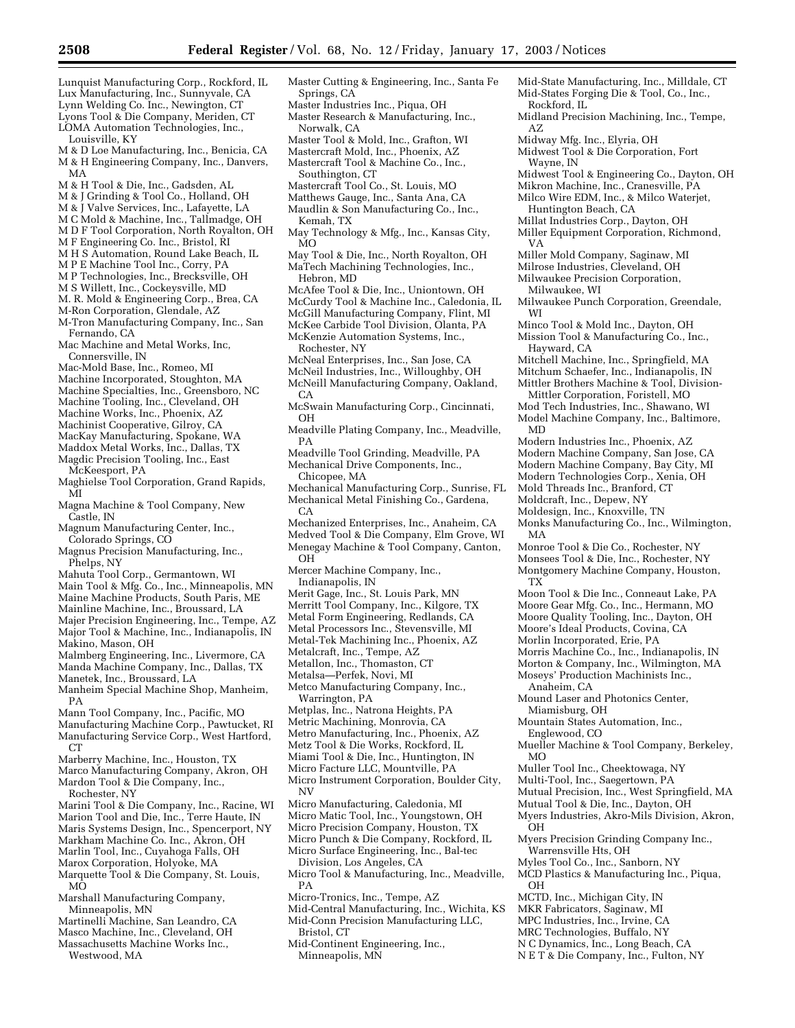Lunquist Manufacturing Corp., Rockford, IL
Lux Manufacturing, Inc., Sunnyvale, CA
Lynn Welding Co. Inc., Newington, CT
Lyons Tool & Die Company, Meriden, CT
LOMA Automation Technologies, Inc., Louisville, KY
M & D Loe Manufacturing, Inc., Benicia, CA
M & H Engineering Company, Inc., Danvers, MA
M & H Tool & Die, Inc., Gadsden, AL
M & J Grinding & Tool Co., Holland, OH
M & J Valve Services, Inc., Lafayette, LA
M C Mold & Machine, Inc., Tallmadge, OH
M D F Tool Corporation, North Royalton, OH
M F Engineering Co. Inc., Bristol, RI
M H S Automation, Round Lake Beach, IL
M P E Machine Tool Inc., Corry, PA
M P Technologies, Inc., Brecksville, OH
M S Willett, Inc., Cockeysville, MD
M. R. Mold & Engineering Corp., Brea, CA
M-Ron Corporation, Glendale, AZ
M-Tron Manufacturing Company, Inc., San Fernando, CA
Mac Machine and Metal Works, Inc, Connersville, IN
Mac-Mold Base, Inc., Romeo, MI
Machine Incorporated, Stoughton, MA
Machine Specialties, Inc., Greensboro, NC
Machine Tooling, Inc., Cleveland, OH
Machine Works, Inc., Phoenix, AZ
Machinist Cooperative, Gilroy, CA
MacKay Manufacturing, Spokane, WA
Maddox Metal Works, Inc., Dallas, TX
Magdic Precision Tooling, Inc., East McKeesport, PA
Maghielse Tool Corporation, Grand Rapids, MI
Magna Machine & Tool Company, New Castle, IN
Magnum Manufacturing Center, Inc., Colorado Springs, CO
Magnus Precision Manufacturing, Inc., Phelps, NY
Mahuta Tool Corp., Germantown, WI
Main Tool & Mfg. Co., Inc., Minneapolis, MN
Maine Machine Products, South Paris, ME
Mainline Machine, Inc., Broussard, LA
Majer Precision Engineering, Inc., Tempe, AZ
Major Tool & Machine, Inc., Indianapolis, IN
Makino, Mason, OH
Malmberg Engineering, Inc., Livermore, CA
Manda Machine Company, Inc., Dallas, TX
Manetek, Inc., Broussard, LA
Manheim Special Machine Shop, Manheim, PA
Mann Tool Company, Inc., Pacific, MO
Manufacturing Machine Corp., Pawtucket, RI
Manufacturing Service Corp., West Hartford, CT
Marberry Machine, Inc., Houston, TX
Marco Manufacturing Company, Akron, OH
Mardon Tool & Die Company, Inc., Rochester, NY
Marini Tool & Die Company, Inc., Racine, WI
Marion Tool and Die, Inc., Terre Haute, IN
Maris Systems Design, Inc., Spencerport, NY
Markham Machine Co. Inc., Akron, OH
Marlin Tool, Inc., Cuyahoga Falls, OH
Marox Corporation, Holyoke, MA
Marquette Tool & Die Company, St. Louis, MO
Marshall Manufacturing Company, Minneapolis, MN
Martinelli Machine, San Leandro, CA
Masco Machine, Inc., Cleveland, OH
Massachusetts Machine Works Inc., Westwood, MA
Master Cutting & Engineering, Inc., Santa Fe Springs, CA
Master Industries Inc., Piqua, OH
Master Research & Manufacturing, Inc., Norwalk, CA
Master Tool & Mold, Inc., Grafton, WI
Mastercraft Mold, Inc., Phoenix, AZ
Mastercraft Tool & Machine Co., Inc., Southington, CT
Mastercraft Tool Co., St. Louis, MO
Matthews Gauge, Inc., Santa Ana, CA
Maudlin & Son Manufacturing Co., Inc., Kemah, TX
May Technology & Mfg., Inc., Kansas City, MO
May Tool & Die, Inc., North Royalton, OH
MaTech Machining Technologies, Inc., Hebron, MD
McAfee Tool & Die, Inc., Uniontown, OH
McCurdy Tool & Machine Inc., Caledonia, IL
McGill Manufacturing Company, Flint, MI
McKee Carbide Tool Division, Olanta, PA
McKenzie Automation Systems, Inc., Rochester, NY
McNeal Enterprises, Inc., San Jose, CA
McNeil Industries, Inc., Willoughby, OH
McNeill Manufacturing Company, Oakland, CA
McSwain Manufacturing Corp., Cincinnati, OH
Meadville Plating Company, Inc., Meadville, PA
Meadville Tool Grinding, Meadville, PA
Mechanical Drive Components, Inc., Chicopee, MA
Mechanical Manufacturing Corp., Sunrise, FL
Mechanical Metal Finishing Co., Gardena, CA
Mechanized Enterprises, Inc., Anaheim, CA
Medved Tool & Die Company, Elm Grove, WI
Menegay Machine & Tool Company, Canton, OH
Mercer Machine Company, Inc., Indianapolis, IN
Merit Gage, Inc., St. Louis Park, MN
Merritt Tool Company, Inc., Kilgore, TX
Metal Form Engineering, Redlands, CA
Metal Processors Inc., Stevensville, MI
Metal-Tek Machining Inc., Phoenix, AZ
Metalcraft, Inc., Tempe, AZ
Metallon, Inc., Thomaston, CT
Metalsa—Perfek, Novi, MI
Metco Manufacturing Company, Inc., Warrington, PA
Metplas, Inc., Natrona Heights, PA
Metric Machining, Monrovia, CA
Metro Manufacturing, Inc., Phoenix, AZ
Metz Tool & Die Works, Rockford, IL
Miami Tool & Die, Inc., Huntington, IN
Micro Facture LLC, Mountville, PA
Micro Instrument Corporation, Boulder City, NV
Micro Manufacturing, Caledonia, MI
Micro Matic Tool, Inc., Youngstown, OH
Micro Precision Company, Houston, TX
Micro Punch & Die Company, Rockford, IL
Micro Surface Engineering, Inc., Bal-tec Division, Los Angeles, CA
Micro Tool & Manufacturing, Inc., Meadville, PA
Micro-Tronics, Inc., Tempe, AZ
Mid-Central Manufacturing, Inc., Wichita, KS
Mid-Conn Precision Manufacturing LLC, Bristol, CT
Mid-Continent Engineering, Inc., Minneapolis, MN
Mid-State Manufacturing, Inc., Milldale, CT
Mid-States Forging Die & Tool, Co., Inc., Rockford, IL
Midland Precision Machining, Inc., Tempe, AZ
Midway Mfg. Inc., Elyria, OH
Midwest Tool & Die Corporation, Fort Wayne, IN
Midwest Tool & Engineering Co., Dayton, OH
Mikron Machine, Inc., Cranesville, PA
Milco Wire EDM, Inc., & Milco Waterjet, Huntington Beach, CA
Millat Industries Corp., Dayton, OH
Miller Equipment Corporation, Richmond, VA
Miller Mold Company, Saginaw, MI
Milrose Industries, Cleveland, OH
Milwaukee Precision Corporation, Milwaukee, WI
Milwaukee Punch Corporation, Greendale, WI
Minco Tool & Mold Inc., Dayton, OH
Mission Tool & Manufacturing Co., Inc., Hayward, CA
Mitchell Machine, Inc., Springfield, MA
Mitchum Schaefer, Inc., Indianapolis, IN
Mittler Brothers Machine & Tool, Division-Mittler Corporation, Foristell, MO
Mod Tech Industries, Inc., Shawano, WI
Model Machine Company, Inc., Baltimore, MD
Modern Industries Inc., Phoenix, AZ
Modern Machine Company, San Jose, CA
Modern Machine Company, Bay City, MI
Modern Technologies Corp., Xenia, OH
Mold Threads Inc., Branford, CT
Moldcraft, Inc., Depew, NY
Moldesign, Inc., Knoxville, TN
Monks Manufacturing Co., Inc., Wilmington, MA
Monroe Tool & Die Co., Rochester, NY
Monsees Tool & Die, Inc., Rochester, NY
Montgomery Machine Company, Houston, TX
Moon Tool & Die Inc., Conneaut Lake, PA
Moore Gear Mfg. Co., Inc., Hermann, MO
Moore Quality Tooling, Inc., Dayton, OH
Moore's Ideal Products, Covina, CA
Morlin Incorporated, Erie, PA
Morris Machine Co., Inc., Indianapolis, IN
Morton & Company, Inc., Wilmington, MA
Moseys' Production Machinists Inc., Anaheim, CA
Mound Laser and Photonics Center, Miamisburg, OH
Mountain States Automation, Inc., Englewood, CO
Mueller Machine & Tool Company, Berkeley, MO
Muller Tool Inc., Cheektowaga, NY
Multi-Tool, Inc., Saegertown, PA
Mutual Precision, Inc., West Springfield, MA
Mutual Tool & Die, Inc., Dayton, OH
Myers Industries, Akro-Mils Division, Akron, OH
Myers Precision Grinding Company Inc., Warrensville Hts, OH
Myles Tool Co., Inc., Sanborn, NY
MCD Plastics & Manufacturing Inc., Piqua, OH
MCTD, Inc., Michigan City, IN
MKR Fabricators, Saginaw, MI
MPC Industries, Inc., Irvine, CA
MRC Technologies, Buffalo, NY
N C Dynamics, Inc., Long Beach, CA
N E T & Die Company, Inc., Fulton, NY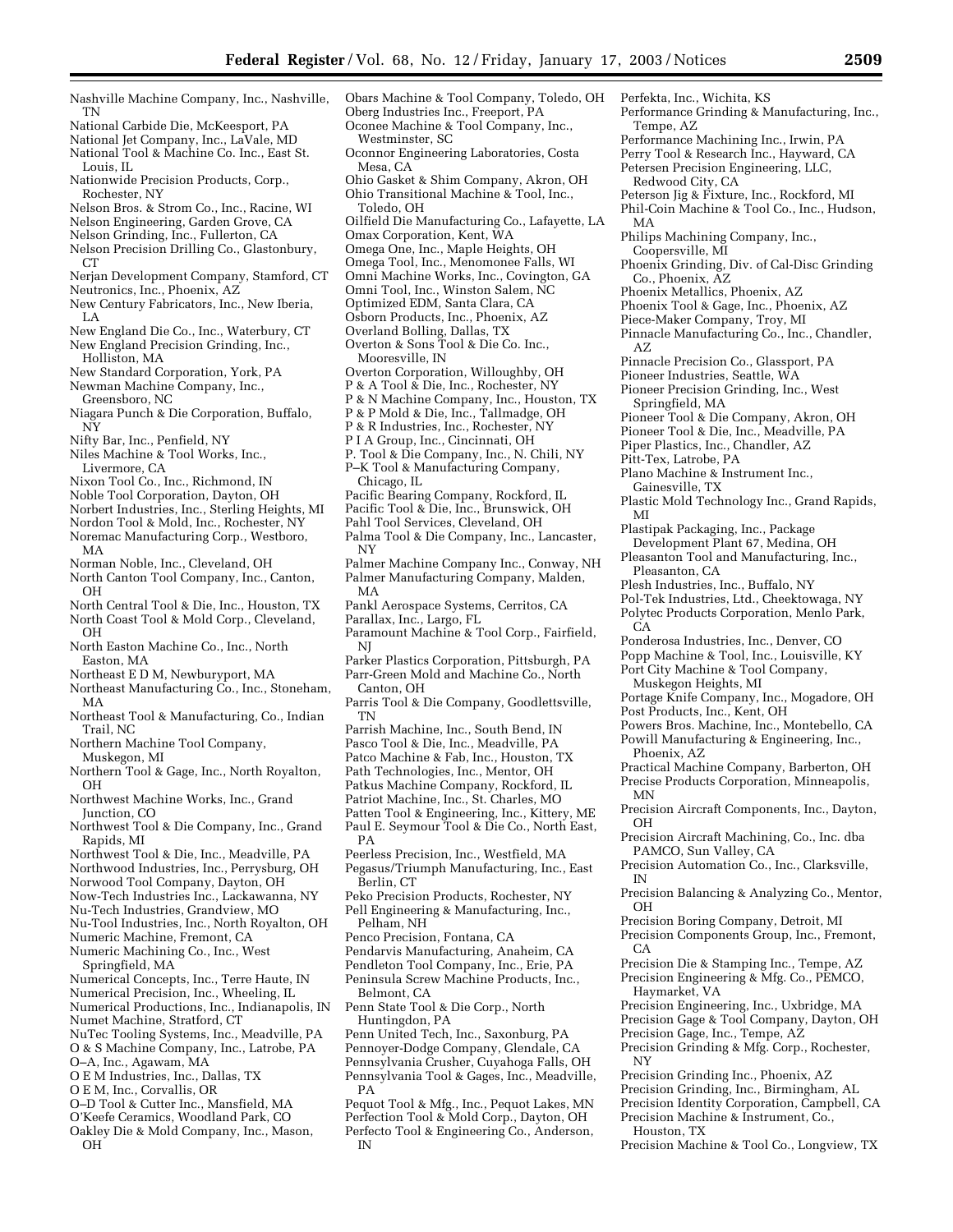Nashville Machine Company, Inc., Nashville, TN
National Carbide Die, McKeesport, PA
National Jet Company, Inc., LaVale, MD
National Tool & Machine Co. Inc., East St. Louis, IL
Nationwide Precision Products, Corp., Rochester, NY
Nelson Bros. & Strom Co., Inc., Racine, WI
Nelson Engineering, Garden Grove, CA
Nelson Grinding, Inc., Fullerton, CA
Nelson Precision Drilling Co., Glastonbury, CT
Nerjan Development Company, Stamford, CT
Neutronics, Inc., Phoenix, AZ
New Century Fabricators, Inc., New Iberia, LA
New England Die Co., Inc., Waterbury, CT
New England Precision Grinding, Inc., Holliston, MA
New Standard Corporation, York, PA
Newman Machine Company, Inc., Greensboro, NC
Niagara Punch & Die Corporation, Buffalo, NY
Nifty Bar, Inc., Penfield, NY
Niles Machine & Tool Works, Inc., Livermore, CA
Nixon Tool Co., Inc., Richmond, IN
Noble Tool Corporation, Dayton, OH
Norbert Industries, Inc., Sterling Heights, MI
Nordon Tool & Mold, Inc., Rochester, NY
Noremac Manufacturing Corp., Westboro, MA
Norman Noble, Inc., Cleveland, OH
North Canton Tool Company, Inc., Canton, OH
North Central Tool & Die, Inc., Houston, TX
North Coast Tool & Mold Corp., Cleveland, OH
North Easton Machine Co., Inc., North Easton, MA
Northeast E D M, Newburyport, MA
Northeast Manufacturing Co., Inc., Stoneham, MA
Northeast Tool & Manufacturing, Co., Indian Trail, NC
Northern Machine Tool Company, Muskegon, MI
Northern Tool & Gage, Inc., North Royalton, OH
Northwest Machine Works, Inc., Grand Junction, CO
Northwest Tool & Die Company, Inc., Grand Rapids, MI
Northwest Tool & Die, Inc., Meadville, PA
Northwood Industries, Inc., Perrysburg, OH
Norwood Tool Company, Dayton, OH
Now-Tech Industries Inc., Lackawanna, NY
Nu-Tech Industries, Grandview, MO
Nu-Tool Industries, Inc., North Royalton, OH
Numeric Machine, Fremont, CA
Numeric Machining Co., Inc., West Springfield, MA
Numerical Concepts, Inc., Terre Haute, IN
Numerical Precision, Inc., Wheeling, IL
Numerical Productions, Inc., Indianapolis, IN
Numet Machine, Stratford, CT
NuTec Tooling Systems, Inc., Meadville, PA
O & S Machine Company, Inc., Latrobe, PA
O–A, Inc., Agawam, MA
O E M Industries, Inc., Dallas, TX
O E M, Inc., Corvallis, OR
O–D Tool & Cutter Inc., Mansfield, MA
O'Keefe Ceramics, Woodland Park, CO
Oakley Die & Mold Company, Inc., Mason, OH
Obars Machine & Tool Company, Toledo, OH
Oberg Industries Inc., Freeport, PA
Oconee Machine & Tool Company, Inc., Westminster, SC
Oconnor Engineering Laboratories, Costa Mesa, CA
Ohio Gasket & Shim Company, Akron, OH
Ohio Transitional Machine & Tool, Inc., Toledo, OH
Oilfield Die Manufacturing Co., Lafayette, LA
Omax Corporation, Kent, WA
Omega One, Inc., Maple Heights, OH
Omega Tool, Inc., Menomonee Falls, WI
Omni Machine Works, Inc., Covington, GA
Omni Tool, Inc., Winston Salem, NC
Optimized EDM, Santa Clara, CA
Osborn Products, Inc., Phoenix, AZ
Overland Bolling, Dallas, TX
Overton & Sons Tool & Die Co. Inc., Mooresville, IN
Overton Corporation, Willoughby, OH
P & A Tool & Die, Inc., Rochester, NY
P & N Machine Company, Inc., Houston, TX
P & P Mold & Die, Inc., Tallmadge, OH
P & R Industries, Inc., Rochester, NY
P I A Group, Inc., Cincinnati, OH
P. Tool & Die Company, Inc., N. Chili, NY
P–K Tool & Manufacturing Company, Chicago, IL
Pacific Bearing Company, Rockford, IL
Pacific Tool & Die, Inc., Brunswick, OH
Pahl Tool Services, Cleveland, OH
Palma Tool & Die Company, Inc., Lancaster, NY
Palmer Machine Company Inc., Conway, NH
Palmer Manufacturing Company, Malden, MA
Pankl Aerospace Systems, Cerritos, CA
Parallax, Inc., Largo, FL
Paramount Machine & Tool Corp., Fairfield, NJ
Parker Plastics Corporation, Pittsburgh, PA
Parr-Green Mold and Machine Co., North Canton, OH
Parris Tool & Die Company, Goodlettsville, TN
Parrish Machine, Inc., South Bend, IN
Pasco Tool & Die, Inc., Meadville, PA
Patco Machine & Fab, Inc., Houston, TX
Path Technologies, Inc., Mentor, OH
Patkus Machine Company, Rockford, IL
Patriot Machine, Inc., St. Charles, MO
Patten Tool & Engineering, Inc., Kittery, ME
Paul E. Seymour Tool & Die Co., North East, PA
Peerless Precision, Inc., Westfield, MA
Pegasus/Triumph Manufacturing, Inc., East Berlin, CT
Peko Precision Products, Rochester, NY
Pell Engineering & Manufacturing, Inc., Pelham, NH
Penco Precision, Fontana, CA
Pendarvis Manufacturing, Anaheim, CA
Pendleton Tool Company, Inc., Erie, PA
Peninsula Screw Machine Products, Inc., Belmont, CA
Penn State Tool & Die Corp., North Huntingdon, PA
Penn United Tech, Inc., Saxonburg, PA
Pennoyer-Dodge Company, Glendale, CA
Pennsylvania Crusher, Cuyahoga Falls, OH
Pennsylvania Tool & Gages, Inc., Meadville, PA
Pequot Tool & Mfg., Inc., Pequot Lakes, MN
Perfection Tool & Mold Corp., Dayton, OH
Perfecto Tool & Engineering Co., Anderson, IN
Perfekta, Inc., Wichita, KS
Performance Grinding & Manufacturing, Inc., Tempe, AZ
Performance Machining Inc., Irwin, PA
Perry Tool & Research Inc., Hayward, CA
Petersen Precision Engineering, LLC, Redwood City, CA
Peterson Jig & Fixture, Inc., Rockford, MI
Phil-Coin Machine & Tool Co., Inc., Hudson, MA
Philips Machining Company, Inc., Coopersville, MI
Phoenix Grinding, Div. of Cal-Disc Grinding Co., Phoenix, AZ
Phoenix Metallics, Phoenix, AZ
Phoenix Tool & Gage, Inc., Phoenix, AZ
Piece-Maker Company, Troy, MI
Pinnacle Manufacturing Co., Inc., Chandler, AZ
Pinnacle Precision Co., Glassport, PA
Pioneer Industries, Seattle, WA
Pioneer Precision Grinding, Inc., West Springfield, MA
Pioneer Tool & Die Company, Akron, OH
Pioneer Tool & Die, Inc., Meadville, PA
Piper Plastics, Inc., Chandler, AZ
Pitt-Tex, Latrobe, PA
Plano Machine & Instrument Inc., Gainesville, TX
Plastic Mold Technology Inc., Grand Rapids, MI
Plastipak Packaging, Inc., Package Development Plant 67, Medina, OH
Pleasanton Tool and Manufacturing, Inc., Pleasanton, CA
Plesh Industries, Inc., Buffalo, NY
Pol-Tek Industries, Ltd., Cheektowaga, NY
Polytec Products Corporation, Menlo Park, CA
Ponderosa Industries, Inc., Denver, CO
Popp Machine & Tool, Inc., Louisville, KY
Port City Machine & Tool Company, Muskegon Heights, MI
Portage Knife Company, Inc., Mogadore, OH
Post Products, Inc., Kent, OH
Powers Bros. Machine, Inc., Montebello, CA
Powill Manufacturing & Engineering, Inc., Phoenix, AZ
Practical Machine Company, Barberton, OH
Precise Products Corporation, Minneapolis, MN
Precision Aircraft Components, Inc., Dayton, OH
Precision Aircraft Machining, Co., Inc. dba PAMCO, Sun Valley, CA
Precision Automation Co., Inc., Clarksville, IN
Precision Balancing & Analyzing Co., Mentor, OH
Precision Boring Company, Detroit, MI
Precision Components Group, Inc., Fremont, CA
Precision Die & Stamping Inc., Tempe, AZ
Precision Engineering & Mfg. Co., PEMCO, Haymarket, VA
Precision Engineering, Inc., Uxbridge, MA
Precision Gage & Tool Company, Dayton, OH
Precision Gage, Inc., Tempe, AZ
Precision Grinding & Mfg. Corp., Rochester, NY
Precision Grinding Inc., Phoenix, AZ
Precision Grinding, Inc., Birmingham, AL
Precision Identity Corporation, Campbell, CA
Precision Machine & Instrument, Co., Houston, TX
Precision Machine & Tool Co., Longview, TX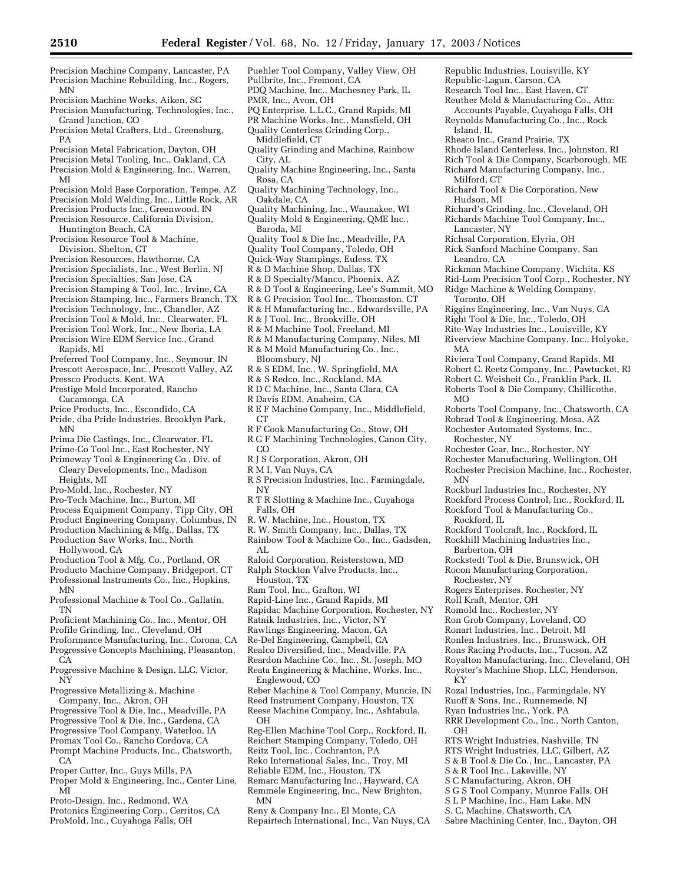Precision Machine Company, Lancaster, PA
Precision Machine Rebuilding, Inc., Rogers, MN
Precision Machine Works, Aiken, SC
Precision Manufacturing, Technologies, Inc., Grand Junction, CO
Precision Metal Crafters, Ltd., Greensburg, PA
Precision Metal Fabrication, Dayton, OH
Precision Metal Tooling, Inc., Oakland, CA
Precision Mold & Engineering, Inc., Warren, MI
Precision Mold Base Corporation, Tempe, AZ
Precision Mold Welding, Inc., Little Rock, AR
Precision Products Inc., Greenwood, IN
Precision Resource, California Division, Huntington Beach, CA
Precision Resource Tool & Machine, Division, Shelton, CT
Precision Resources, Hawthorne, CA
Precision Specialists, Inc., West Berlin, NJ
Precision Specialties, San Jose, CA
Precision Stamping & Tool, Inc., Irvine, CA
Precision Stamping, Inc., Farmers Branch, TX
Precision Technology, Inc., Chandler, AZ
Precision Tool & Mold, Inc., Clearwater, FL
Precision Tool Work, Inc., New Iberia, LA
Precision Wire EDM Service Inc., Grand Rapids, MI
Preferred Tool Company, Inc., Seymour, IN
Prescott Aerospace, Inc., Prescott Valley, AZ
Pressco Products, Kent, WA
Prestige Mold Incorporated, Rancho Cucamonga, CA
Price Products, Inc., Escondido, CA
Pride, dba Pride Industries, Brooklyn Park, MN
Prima Die Castings, Inc., Clearwater, FL
Prime-Co Tool Inc., East Rochester, NY
Primeway Tool & Engineering Co., Div. of Cleary Developments, Inc., Madison Heights, MI
Pro-Mold, Inc., Rochester, NY
Pro-Tech Machine, Inc., Burton, MI
Process Equipment Company, Tipp City, OH
Product Engineering Company, Columbus, IN
Production Machining & Mfg., Dallas, TX
Production Saw Works, Inc., North Hollywood, CA
Production Tool & Mfg. Co., Portland, OR
Producto Machine Company, Bridgeport, CT
Professional Instruments Co., Inc., Hopkins, MN
Professional Machine & Tool Co., Gallatin, TN
Proficient Machining Co., Inc., Mentor, OH
Profile Grinding, Inc., Cleveland, OH
Proformance Manufacturing, Inc., Corona, CA
Progressive Concepts Machining, Pleasanton, CA
Progressive Machine & Design, LLC, Victor, NY
Progressive Metallizing &, Machine Company, Inc., Akron, OH
Progressive Tool & Die, Inc., Meadville, PA
Progressive Tool & Die, Inc., Gardena, CA
Progressive Tool Company, Waterloo, IA
Promax Tool Co., Rancho Cordova, CA
Prompt Machine Products, Inc., Chatsworth, CA
Proper Cutter, Inc., Guys Mills, PA
Proper Mold & Engineering, Inc., Center Line, MI
Proto-Design, Inc., Redmond, WA
Protonics Engineering Corp., Cerritos, CA
ProMold, Inc., Cuyahoga Falls, OH
Puehler Tool Company, Valley View, OH
Pullbrite, Inc., Fremont, CA
PDQ Machine, Inc., Machesney Park, IL
PMR, Inc., Avon, OH
PQ Enterprise, L.L.C., Grand Rapids, MI
PR Machine Works, Inc., Mansfield, OH
Quality Centerless Grinding Corp., Middlefield, CT
Quality Grinding and Machine, Rainbow City, AL
Quality Machine Engineering, Inc., Santa Rosa, CA
Quality Machining Technology, Inc., Oakdale, CA
Quality Machining, Inc., Waunakee, WI
Quality Mold & Engineering, QME Inc., Baroda, MI
Quality Tool & Die Inc., Meadville, PA
Quality Tool Company, Toledo, OH
Quick-Way Stampings, Euless, TX
R & D Machine Shop, Dallas, TX
R & D Specialty/Manco, Phoenix, AZ
R & D Tool & Engineering, Lee's Summit, MO
R & G Precision Tool Inc., Thomaston, CT
R & H Manufacturing Inc., Edwardsville, PA
R & J Tool, Inc., Brookville, OH
R & M Machine Tool, Freeland, MI
R & M Manufacturing Company, Niles, MI
R & M Mold Manufacturing Co., Inc., Bloomsbury, NJ
R & S EDM, Inc., W. Springfield, MA
R & S Redco, Inc., Rockland, MA
R D C Machine, Inc., Santa Clara, CA
R Davis EDM, Anaheim, CA
R E F Machine Company, Inc., Middlefield, CT
R F Cook Manufacturing Co., Stow, OH
R G F Machining Technologies, Canon City, CO
R J S Corporation, Akron, OH
R M I, Van Nuys, CA
R S Precision Industries, Inc., Farmingdale, NY
R T R Slotting & Machine Inc., Cuyahoga Falls, OH
R. W. Machine, Inc., Houston, TX
R. W. Smith Company, Inc., Dallas, TX
Rainbow Tool & Machine Co., Inc., Gadsden, AL
Raloid Corporation, Reisterstown, MD
Ralph Stockton Valve Products, Inc., Houston, TX
Ram Tool, Inc., Grafton, WI
Rapid-Line Inc., Grand Rapids, MI
Rapidac Machine Corporation, Rochester, NY
Ratnik Industries, Inc., Victor, NY
Rawlings Engineering, Macon, GA
Re-Del Engineering, Campbell, CA
Realco Diversified, Inc., Meadville, PA
Reardon Machine Co., Inc., St. Joseph, MO
Reata Engineering & Machine, Works, Inc., Englewood, CO
Reber Machine & Tool Company, Muncie, IN
Reed Instrument Company, Houston, TX
Reese Machine Company, Inc., Ashtabula, OH
Reg-Ellen Machine Tool Corp., Rockford, IL
Reichert Stamping Company, Toledo, OH
Reitz Tool, Inc., Cochranton, PA
Reko International Sales, Inc., Troy, MI
Reliable EDM, Inc., Houston, TX
Remarc Manufacturing Inc., Hayward, CA
Remmele Engineering, Inc., New Brighton, MN
Reny & Company Inc., El Monte, CA
Repairtech International, Inc., Van Nuys, CA
Republic Industries, Louisville, KY
Republic-Lagun, Carson, CA
Research Tool Inc., East Haven, CT
Reuther Mold & Manufacturing Co., Attn: Accounts Payable, Cuyahoga Falls, OH
Reynolds Manufacturing Co., Inc., Rock Island, IL
Rheaco Inc., Grand Prairie, TX
Rhode Island Centerless, Inc., Johnston, RI
Rich Tool & Die Company, Scarborough, ME
Richard Manufacturing Company, Inc., Milford, CT
Richard Tool & Die Corporation, New Hudson, MI
Richard's Grinding, Inc., Cleveland, OH
Richards Machine Tool Company, Inc., Lancaster, NY
Richsal Corporation, Elyria, OH
Rick Sanford Machine Company, San Leandro, CA
Rickman Machine Company, Wichita, KS
Rid-Lom Precision Tool Corp., Rochester, NY
Ridge Machine & Welding Company, Toronto, OH
Riggins Engineering, Inc., Van Nuys, CA
Right Tool & Die, Inc., Toledo, OH
Rite-Way Industries Inc., Louisville, KY
Riverview Machine Company, Inc., Holyoke, MA
Riviera Tool Company, Grand Rapids, MI
Robert C. Reetz Company, Inc., Pawtucket, RI
Robert C. Weisheit Co., Franklin Park, IL
Roberts Tool & Die Company, Chillicothe, MO
Roberts Tool Company, Inc., Chatsworth, CA
Robrad Tool & Engineering, Mesa, AZ
Rochester Automated Systems, Inc., Rochester, NY
Rochester Gear, Inc., Rochester, NY
Rochester Manufacturing, Wellington, OH
Rochester Precision Machine, Inc., Rochester, MN
Rockburl Industries Inc., Rochester, NY
Rockford Process Control, Inc., Rockford, IL
Rockford Tool & Manufacturing Co., Rockford, IL
Rockford Toolcraft, Inc., Rockford, IL
Rockhill Machining Industries Inc., Barberton, OH
Rockstedt Tool & Die, Brunswick, OH
Rocon Manufacturing Corporation, Rochester, NY
Rogers Enterprises, Rochester, NY
Roll Kraft, Mentor, OH
Romold Inc., Rochester, NY
Ron Grob Company, Loveland, CO
Ronart Industries, Inc., Detroit, MI
Ronlen Industries, Inc., Brunswick, OH
Rons Racing Products, Inc., Tucson, AZ
Royalton Manufacturing, Inc., Cleveland, OH
Royster's Machine Shop, LLC, Henderson, KY
Rozal Industries, Inc., Farmingdale, NY
Ruoff & Sons, Inc., Runnemede, NJ
Ryan Industries Inc., York, PA
RRR Development Co., Inc., North Canton, OH
RTS Wright Industries, Nashville, TN
RTS Wright Industries, LLC, Gilbert, AZ
S & B Tool & Die Co., Inc., Lancaster, PA
S & R Tool Inc., Lakeville, NY
S C Manufacturing, Akron, OH
S G S Tool Company, Munroe Falls, OH
S L P Machine, Inc., Ham Lake, MN
S. C. Machine, Chatsworth, CA
Sabre Machining Center, Inc., Dayton, OH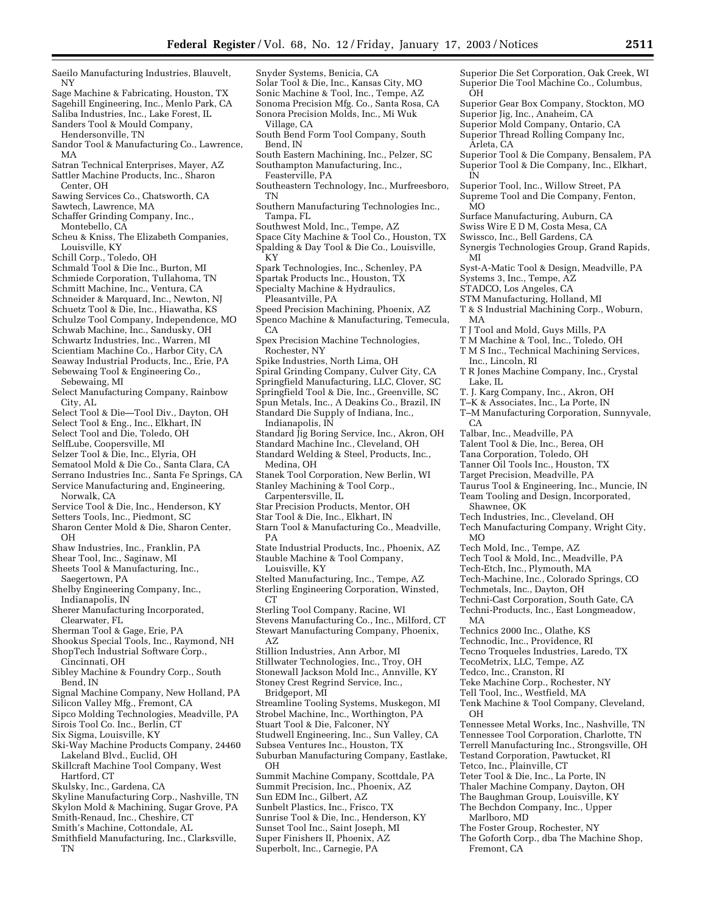Saeilo Manufacturing Industries, Blauvelt, NY
Sage Machine & Fabricating, Houston, TX
Sagehill Engineering, Inc., Menlo Park, CA
Saliba Industries, Inc., Lake Forest, IL
Sanders Tool & Mould Company, Hendersonville, TN
Sandor Tool & Manufacturing Co., Lawrence, MA
Satran Technical Enterprises, Mayer, AZ
Sattler Machine Products, Inc., Sharon Center, OH
Sawing Services Co., Chatsworth, CA
Sawtech, Lawrence, MA
Schaffer Grinding Company, Inc., Montebello, CA
Scheu & Kniss, The Elizabeth Companies, Louisville, KY
Schill Corp., Toledo, OH
Schmald Tool & Die Inc., Burton, MI
Schmiede Corporation, Tullahoma, TN
Schmitt Machine, Inc., Ventura, CA
Schneider & Marquard, Inc., Newton, NJ
Schuetz Tool & Die, Inc., Hiawatha, KS
Schulze Tool Company, Independence, MO
Schwab Machine, Inc., Sandusky, OH
Schwartz Industries, Inc., Warren, MI
Scientiam Machine Co., Harbor City, CA
Seaway Industrial Products, Inc., Erie, PA
Sebewaing Tool & Engineering Co., Sebewaing, MI
Select Manufacturing Company, Rainbow City, AL
Select Tool & Die—Tool Div., Dayton, OH
Select Tool & Eng., Inc., Elkhart, IN
Select Tool and Die, Toledo, OH
SelfLube, Coopersville, MI
Selzer Tool & Die, Inc., Elyria, OH
Sematool Mold & Die Co., Santa Clara, CA
Serrano Industries Inc., Santa Fe Springs, CA
Service Manufacturing and, Engineering, Norwalk, CA
Service Tool & Die, Inc., Henderson, KY
Setters Tools, Inc., Piedmont, SC
Sharon Center Mold & Die, Sharon Center, OH
Shaw Industries, Inc., Franklin, PA
Shear Tool, Inc., Saginaw, MI
Sheets Tool & Manufacturing, Inc., Saegertown, PA
Shelby Engineering Company, Inc., Indianapolis, IN
Sherer Manufacturing Incorporated, Clearwater, FL
Sherman Tool & Gage, Erie, PA
Shookus Special Tools, Inc., Raymond, NH
ShopTech Industrial Software Corp., Cincinnati, OH
Sibley Machine & Foundry Corp., South Bend, IN
Signal Machine Company, New Holland, PA
Silicon Valley Mfg., Fremont, CA
Sipco Molding Technologies, Meadville, PA
Sirois Tool Co. Inc., Berlin, CT
Six Sigma, Louisville, KY
Ski-Way Machine Products Company, 24460 Lakeland Blvd., Euclid, OH
Skillcraft Machine Tool Company, West Hartford, CT
Skulsky, Inc., Gardena, CA
Skyline Manufacturing Corp., Nashville, TN
Skylon Mold & Machining, Sugar Grove, PA
Smith-Renaud, Inc., Cheshire, CT
Smith's Machine, Cottondale, AL
Smithfield Manufacturing, Inc., Clarksville, TN
Snyder Systems, Benicia, CA
Solar Tool & Die, Inc., Kansas City, MO
Sonic Machine & Tool, Inc., Tempe, AZ
Sonoma Precision Mfg. Co., Santa Rosa, CA
Sonora Precision Molds, Inc., Mi Wuk Village, CA
South Bend Form Tool Company, South Bend, IN
South Eastern Machining, Inc., Pelzer, SC
Southampton Manufacturing, Inc., Feasterville, PA
Southeastern Technology, Inc., Murfreesboro, TN
Southern Manufacturing Technologies Inc., Tampa, FL
Southwest Mold, Inc., Tempe, AZ
Space City Machine & Tool Co., Houston, TX
Spalding & Day Tool & Die Co., Louisville, KY
Spark Technologies, Inc., Schenley, PA
Spartak Products Inc., Houston, TX
Specialty Machine & Hydraulics, Pleasantville, PA
Speed Precision Machining, Phoenix, AZ
Spenco Machine & Manufacturing, Temecula, CA
Spex Precision Machine Technologies, Rochester, NY
Spike Industries, North Lima, OH
Spiral Grinding Company, Culver City, CA
Springfield Manufacturing, LLC, Clover, SC
Springfield Tool & Die, Inc., Greenville, SC
Spun Metals, Inc., A Deakins Co., Brazil, IN
Standard Die Supply of Indiana, Inc., Indianapolis, IN
Standard Jig Boring Service, Inc., Akron, OH
Standard Machine Inc., Cleveland, OH
Standard Welding & Steel, Products, Inc., Medina, OH
Stanek Tool Corporation, New Berlin, WI
Stanley Machining & Tool Corp., Carpentersville, IL
Star Precision Products, Mentor, OH
Star Tool & Die, Inc., Elkhart, IN
Starn Tool & Manufacturing Co., Meadville, PA
State Industrial Products, Inc., Phoenix, AZ
Stauble Machine & Tool Company, Louisville, KY
Stelted Manufacturing, Inc., Tempe, AZ
Sterling Engineering Corporation, Winsted, CT
Sterling Tool Company, Racine, WI
Stevens Manufacturing Co., Inc., Milford, CT
Stewart Manufacturing Company, Phoenix, AZ
Stillion Industries, Ann Arbor, MI
Stillwater Technologies, Inc., Troy, OH
Stonewall Jackson Mold Inc., Annville, KY
Stoney Crest Regrind Service, Inc., Bridgeport, MI
Streamline Tooling Systems, Muskegon, MI
Strobel Machine, Inc., Worthington, PA
Stuart Tool & Die, Falconer, NY
Studwell Engineering, Inc., Sun Valley, CA
Subsea Ventures Inc., Houston, TX
Suburban Manufacturing Company, Eastlake, OH
Summit Machine Company, Scottdale, PA
Summit Precision, Inc., Phoenix, AZ
Sun EDM Inc., Gilbert, AZ
Sunbelt Plastics, Inc., Frisco, TX
Sunrise Tool & Die, Inc., Henderson, KY
Sunset Tool Inc., Saint Joseph, MI
Super Finishers II, Phoenix, AZ
Superbolt, Inc., Carnegie, PA
Superior Die Set Corporation, Oak Creek, WI
Superior Die Tool Machine Co., Columbus, OH
Superior Gear Box Company, Stockton, MO
Superior Jig, Inc., Anaheim, CA
Superior Mold Company, Ontario, CA
Superior Thread Rolling Company Inc, Arleta, CA
Superior Tool & Die Company, Bensalem, PA
Superior Tool & Die Company, Inc., Elkhart, IN
Superior Tool, Inc., Willow Street, PA
Supreme Tool and Die Company, Fenton, MO
Surface Manufacturing, Auburn, CA
Swiss Wire E D M, Costa Mesa, CA
Swissco, Inc., Bell Gardens, CA
Synergis Technologies Group, Grand Rapids, MI
Syst-A-Matic Tool & Design, Meadville, PA
Systems 3, Inc., Tempe, AZ
STADCO, Los Angeles, CA
STM Manufacturing, Holland, MI
T & S Industrial Machining Corp., Woburn, MA
T J Tool and Mold, Guys Mills, PA
T M Machine & Tool, Inc., Toledo, OH
T M S Inc., Technical Machining Services, Inc., Lincoln, RI
T R Jones Machine Company, Inc., Crystal Lake, IL
T. J. Karg Company, Inc., Akron, OH
T–K & Associates, Inc., La Porte, IN
T–M Manufacturing Corporation, Sunnyvale, CA
Talbar, Inc., Meadville, PA
Talent Tool & Die, Inc., Berea, OH
Tana Corporation, Toledo, OH
Tanner Oil Tools Inc., Houston, TX
Target Precision, Meadville, PA
Taurus Tool & Engineering, Inc., Muncie, IN
Team Tooling and Design, Incorporated, Shawnee, OK
Tech Industries, Inc., Cleveland, OH
Tech Manufacturing Company, Wright City, MO
Tech Mold, Inc., Tempe, AZ
Tech Tool & Mold, Inc., Meadville, PA
Tech-Etch, Inc., Plymouth, MA
Tech-Machine, Inc., Colorado Springs, CO
Techmetals, Inc., Dayton, OH
Techni-Cast Corporation, South Gate, CA
Techni-Products, Inc., East Longmeadow, MA
Technics 2000 Inc., Olathe, KS
Technodic, Inc., Providence, RI
Tecno Troqueles Industries, Laredo, TX
TecoMetrix, LLC, Tempe, AZ
Tedco, Inc., Cranston, RI
Teke Machine Corp., Rochester, NY
Tell Tool, Inc., Westfield, MA
Tenk Machine & Tool Company, Cleveland, OH
Tennessee Metal Works, Inc., Nashville, TN
Tennessee Tool Corporation, Charlotte, TN
Terrell Manufacturing Inc., Strongsville, OH
Testand Corporation, Pawtucket, RI
Tetco, Inc., Plainville, CT
Teter Tool & Die, Inc., La Porte, IN
Thaler Machine Company, Dayton, OH
The Baughman Group, Louisville, KY
The Bechdon Company, Inc., Upper Marlboro, MD
The Foster Group, Rochester, NY
The Goforth Corp., dba The Machine Shop, Fremont, CA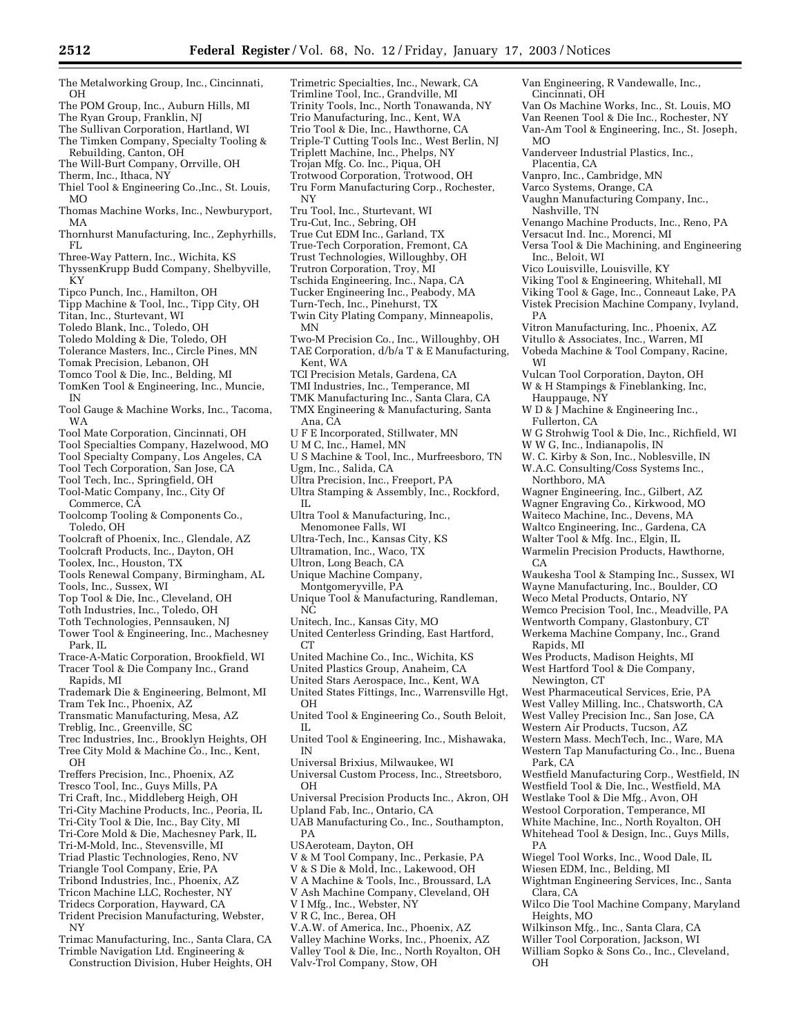The Metalworking Group, Inc., Cincinnati, OH
The POM Group, Inc., Auburn Hills, MI
The Ryan Group, Franklin, NJ
The Sullivan Corporation, Hartland, WI
The Timken Company, Specialty Tooling & Rebuilding, Canton, OH
The Will-Burt Company, Orrville, OH
Therm, Inc., Ithaca, NY
Thiel Tool & Engineering Co.,Inc., St. Louis, MO
Thomas Machine Works, Inc., Newburyport, MA
Thornhurst Manufacturing, Inc., Zephyrhills, FL
Three-Way Pattern, Inc., Wichita, KS
ThyssenKrupp Budd Company, Shelbyville, KY
Tipco Punch, Inc., Hamilton, OH
Tipp Machine & Tool, Inc., Tipp City, OH
Titan, Inc., Sturtevant, WI
Toledo Blank, Inc., Toledo, OH
Toledo Molding & Die, Toledo, OH
Tolerance Masters, Inc., Circle Pines, MN
Tomak Precision, Lebanon, OH
Tomco Tool & Die, Inc., Belding, MI
TomKen Tool & Engineering, Inc., Muncie, IN
Tool Gauge & Machine Works, Inc., Tacoma, WA
Tool Mate Corporation, Cincinnati, OH
Tool Specialties Company, Hazelwood, MO
Tool Specialty Company, Los Angeles, CA
Tool Tech Corporation, San Jose, CA
Tool Tech, Inc., Springfield, OH
Tool-Matic Company, Inc., City Of Commerce, CA
Toolcomp Tooling & Components Co., Toledo, OH
Toolcraft of Phoenix, Inc., Glendale, AZ
Toolcraft Products, Inc., Dayton, OH
Toolex, Inc., Houston, TX
Tools Renewal Company, Birmingham, AL
Tools, Inc., Sussex, WI
Top Tool & Die, Inc., Cleveland, OH
Toth Industries, Inc., Toledo, OH
Toth Technologies, Pennsauken, NJ
Tower Tool & Engineering, Inc., Machesney Park, IL
Trace-A-Matic Corporation, Brookfield, WI
Tracer Tool & Die Company Inc., Grand Rapids, MI
Trademark Die & Engineering, Belmont, MI
Tram Tek Inc., Phoenix, AZ
Transmatic Manufacturing, Mesa, AZ
Treblig, Inc., Greenville, SC
Trec Industries, Inc., Brooklyn Heights, OH
Tree City Mold & Machine Co., Inc., Kent, OH
Treffers Precision, Inc., Phoenix, AZ
Tresco Tool, Inc., Guys Mills, PA
Tri Craft, Inc., Middleberg Heigh, OH
Tri-City Machine Products, Inc., Peoria, IL
Tri-City Tool & Die, Inc., Bay City, MI
Tri-Core Mold & Die, Machesney Park, IL
Tri-M-Mold, Inc., Stevensville, MI
Triad Plastic Technologies, Reno, NV
Triangle Tool Company, Erie, PA
Tribond Industries, Inc., Phoenix, AZ
Tricon Machine LLC, Rochester, NY
Tridecs Corporation, Hayward, CA
Trident Precision Manufacturing, Webster, NY
Trimac Manufacturing, Inc., Santa Clara, CA
Trimble Navigation Ltd. Engineering & Construction Division, Huber Heights, OH
Trimetric Specialties, Inc., Newark, CA
Trimline Tool, Inc., Grandville, MI
Trinity Tools, Inc., North Tonawanda, NY
Trio Manufacturing, Inc., Kent, WA
Trio Tool & Die, Inc., Hawthorne, CA
Triple-T Cutting Tools Inc., West Berlin, NJ
Triplett Machine, Inc., Phelps, NY
Trojan Mfg. Co. Inc., Piqua, OH
Trotwood Corporation, Trotwood, OH
Tru Form Manufacturing Corp., Rochester, NY
Tru Tool, Inc., Sturtevant, WI
Tru-Cut, Inc., Sebring, OH
True Cut EDM Inc., Garland, TX
True-Tech Corporation, Fremont, CA
Trust Technologies, Willoughby, OH
Trutron Corporation, Troy, MI
Tschida Engineering, Inc., Napa, CA
Tucker Engineering Inc., Peabody, MA
Turn-Tech, Inc., Pinehurst, TX
Twin City Plating Company, Minneapolis, MN
Two-M Precision Co., Inc., Willoughby, OH
TAE Corporation, d/b/a T & E Manufacturing, Kent, WA
TCI Precision Metals, Gardena, CA
TMI Industries, Inc., Temperance, MI
TMK Manufacturing Inc., Santa Clara, CA
TMX Engineering & Manufacturing, Santa Ana, CA
U F E Incorporated, Stillwater, MN
U M C, Inc., Hamel, MN
U S Machine & Tool, Inc., Murfreesboro, TN
Ugm, Inc., Salida, CA
Ultra Precision, Inc., Freeport, PA
Ultra Stamping & Assembly, Inc., Rockford, IL
Ultra Tool & Manufacturing, Inc., Menomonee Falls, WI
Ultra-Tech, Inc., Kansas City, KS
Ultramation, Inc., Waco, TX
Ultron, Long Beach, CA
Unique Machine Company, Montgomeryville, PA
Unique Tool & Manufacturing, Randleman, NC
Unitech, Inc., Kansas City, MO
United Centerless Grinding, East Hartford, CT
United Machine Co., Inc., Wichita, KS
United Plastics Group, Anaheim, CA
United Stars Aerospace, Inc., Kent, WA
United States Fittings, Inc., Warrensville Hgt, OH
United Tool & Engineering Co., South Beloit, IL
United Tool & Engineering, Inc., Mishawaka, IN
Universal Brixius, Milwaukee, WI
Universal Custom Process, Inc., Streetsboro, OH
Universal Precision Products Inc., Akron, OH
Upland Fab, Inc., Ontario, CA
UAB Manufacturing Co., Inc., Southampton, PA
USAeroteam, Dayton, OH
V & M Tool Company, Inc., Perkasie, PA
V & S Die & Mold, Inc., Lakewood, OH
V A Machine & Tools, Inc., Broussard, LA
V Ash Machine Company, Cleveland, OH
V I Mfg., Inc., Webster, NY
V R C, Inc., Berea, OH
V.A.W. of America, Inc., Phoenix, AZ
Valley Machine Works, Inc., Phoenix, AZ
Valley Tool & Die, Inc., North Royalton, OH
Valv-Trol Company, Stow, OH
Van Engineering, R Vandewalle, Inc., Cincinnati, OH
Van Os Machine Works, Inc., St. Louis, MO
Van Reenen Tool & Die Inc., Rochester, NY
Van-Am Tool & Engineering, Inc., St. Joseph, MO
Vanderveer Industrial Plastics, Inc., Placentia, CA
Vanpro, Inc., Cambridge, MN
Varco Systems, Orange, CA
Vaughn Manufacturing Company, Inc., Nashville, TN
Venango Machine Products, Inc., Reno, PA
Versacut Ind. Inc., Morenci, MI
Versa Tool & Die Machining, and Engineering Inc., Beloit, WI
Vico Louisville, Louisville, KY
Viking Tool & Engineering, Whitehall, MI
Viking Tool & Gage, Inc., Conneaut Lake, PA
Vistek Precision Machine Company, Ivyland, PA
Vitron Manufacturing, Inc., Phoenix, AZ
Vitullo & Associates, Inc., Warren, MI
Vobeda Machine & Tool Company, Racine, WI
Vulcan Tool Corporation, Dayton, OH
W & H Stampings & Fineblanking, Inc, Hauppauge, NY
W D & J Machine & Engineering Inc., Fullerton, CA
W G Strohwig Tool & Die, Inc., Richfield, WI
W W G, Inc., Indianapolis, IN
W. C. Kirby & Son, Inc., Noblesville, IN
W.A.C. Consulting/Coss Systems Inc., Northboro, MA
Wagner Engineering, Inc., Gilbert, AZ
Wagner Engraving Co., Kirkwood, MO
Waiteco Machine, Inc., Devens, MA
Waltco Engineering, Inc., Gardena, CA
Walter Tool & Mfg. Inc., Elgin, IL
Warmelin Precision Products, Hawthorne, CA
Waukesha Tool & Stamping Inc., Sussex, WI
Wayne Manufacturing, Inc., Boulder, CO
Weco Metal Products, Ontario, NY
Wemco Precision Tool, Inc., Meadville, PA
Wentworth Company, Glastonbury, CT
Werkema Machine Company, Inc., Grand Rapids, MI
Wes Products, Madison Heights, MI
West Hartford Tool & Die Company, Newington, CT
West Pharmaceutical Services, Erie, PA
West Valley Milling, Inc., Chatsworth, CA
West Valley Precision Inc., San Jose, CA
Western Air Products, Tucson, AZ
Western Mass. MechTech, Inc., Ware, MA
Western Tap Manufacturing Co., Inc., Buena Park, CA
Westfield Manufacturing Corp., Westfield, IN
Westfield Tool & Die, Inc., Westfield, MA
Westlake Tool & Die Mfg., Avon, OH
Westool Corporation, Temperance, MI
White Machine, Inc., North Royalton, OH
Whitehead Tool & Design, Inc., Guys Mills, PA
Wiegel Tool Works, Inc., Wood Dale, IL
Wiesen EDM, Inc., Belding, MI
Wightman Engineering Services, Inc., Santa Clara, CA
Wilco Die Tool Machine Company, Maryland Heights, MO
Wilkinson Mfg., Inc., Santa Clara, CA
Willer Tool Corporation, Jackson, WI
William Sopko & Sons Co., Inc., Cleveland, OH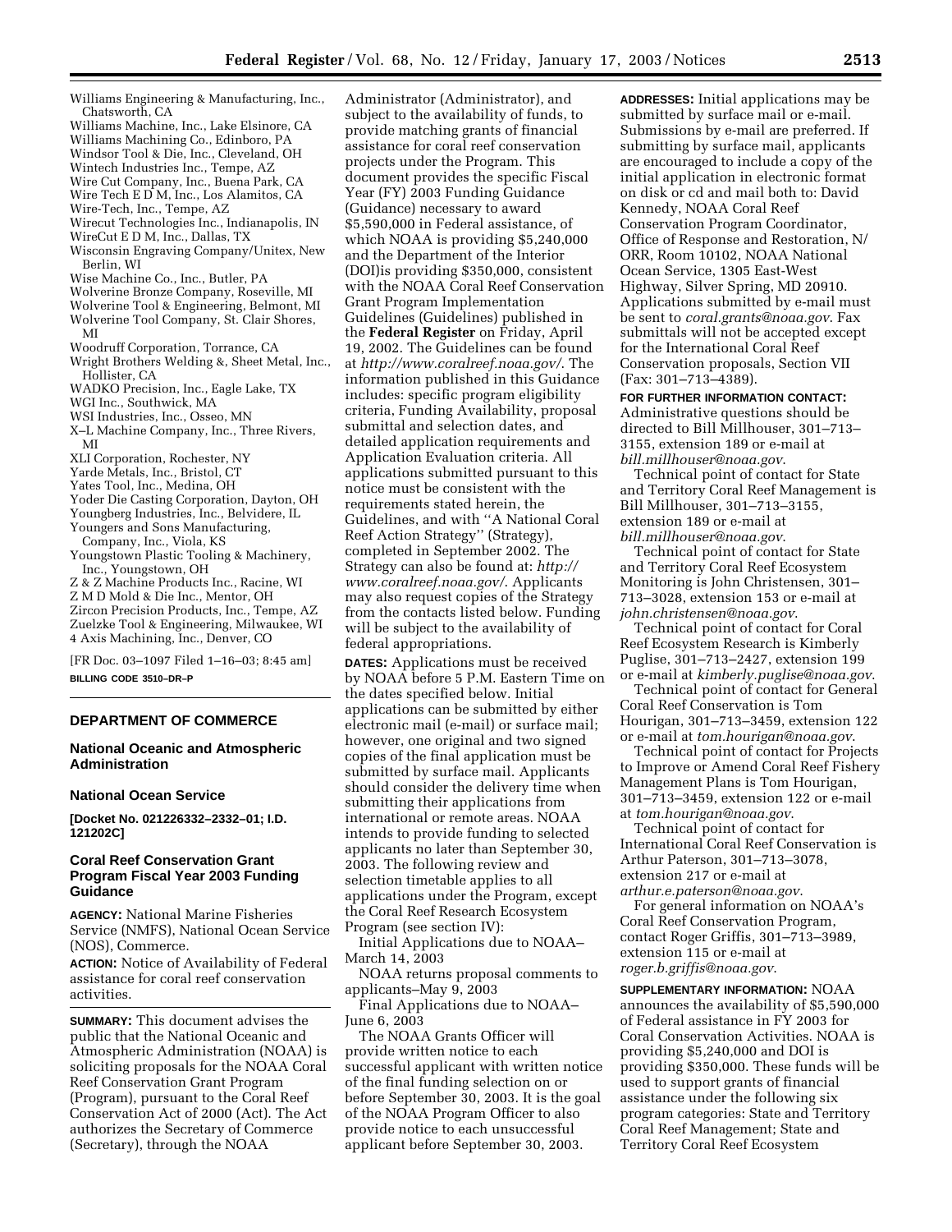Williams Engineering & Manufacturing, Inc., Chatsworth, CA
Williams Machine, Inc., Lake Elsinore, CA
Williams Machining Co., Edinboro, PA
Windsor Tool & Die, Inc., Cleveland, OH
Wintech Industries Inc., Tempe, AZ
Wire Cut Company, Inc., Buena Park, CA
Wire Tech E D M, Inc., Los Alamitos, CA
Wire-Tech, Inc., Tempe, AZ
Wirecut Technologies Inc., Indianapolis, IN
WireCut E D M, Inc., Dallas, TX
Wisconsin Engraving Company/Unitex, New Berlin, WI
Wise Machine Co., Inc., Butler, PA
Wolverine Bronze Company, Roseville, MI
Wolverine Tool & Engineering, Belmont, MI
Wolverine Tool Company, St. Clair Shores, MI
Woodruff Corporation, Torrance, CA
Wright Brothers Welding &, Sheet Metal, Inc., Hollister, CA
WADKO Precision, Inc., Eagle Lake, TX
WGI Inc., Southwick, MA
WSI Industries, Inc., Osseo, MN
X–L Machine Company, Inc., Three Rivers, MI
XLI Corporation, Rochester, NY
Yarde Metals, Inc., Bristol, CT
Yates Tool, Inc., Medina, OH
Yoder Die Casting Corporation, Dayton, OH
Youngberg Industries, Inc., Belvidere, IL
Youngers and Sons Manufacturing, Company, Inc., Viola, KS
Youngstown Plastic Tooling & Machinery, Inc., Youngstown, OH
Z & Z Machine Products Inc., Racine, WI
Z M D Mold & Die Inc., Mentor, OH
Zircon Precision Products, Inc., Tempe, AZ
Zuelzke Tool & Engineering, Milwaukee, WI
4 Axis Machining, Inc., Denver, CO

[FR Doc. 03–1097 Filed 1–16–03; 8:45 am]

**BILLING CODE 3510–DR–P**

---

## DEPARTMENT OF COMMERCE

### National Oceanic and Atmospheric Administration

### National Ocean Service

**[Docket No. 021226332–2332–01; I.D. 121202C]**

### Coral Reef Conservation Grant Program Fiscal Year 2003 Funding Guidance

**AGENCY:** National Marine Fisheries Service (NMFS), National Ocean Service (NOS), Commerce.

**ACTION:** Notice of Availability of Federal assistance for coral reef conservation activities.

**SUMMARY:** This document advises the public that the National Oceanic and Atmospheric Administration (NOAA) is soliciting proposals for the NOAA Coral Reef Conservation Grant Program (Program), pursuant to the Coral Reef Conservation Act of 2000 (Act). The Act authorizes the Secretary of Commerce (Secretary), through the NOAA Administrator (Administrator), and subject to the availability of funds, to provide matching grants of financial assistance for coral reef conservation projects under the Program. This document provides the specific Fiscal Year (FY) 2003 Funding Guidance (Guidance) necessary to award $5,590,000 in Federal assistance, of which NOAA is providing $5,240,000 and the Department of the Interior (DOI)is providing $350,000, consistent with the NOAA Coral Reef Conservation Grant Program Implementation Guidelines (Guidelines) published in the **Federal Register** on Friday, April 19, 2002. The Guidelines can be found at *http://www.coralreef.noaa.gov/*. The information published in this Guidance includes: specific program eligibility criteria, Funding Availability, proposal submittal and selection dates, and detailed application requirements and Application Evaluation criteria. All applications submitted pursuant to this notice must be consistent with the requirements stated herein, the Guidelines, and with ''A National Coral Reef Action Strategy'' (Strategy), completed in September 2002. The Strategy can also be found at: *http://www.coralreef.noaa.gov/*. Applicants may also request copies of the Strategy from the contacts listed below. Funding will be subject to the availability of federal appropriations.

**DATES:** Applications must be received by NOAA before 5 P.M. Eastern Time on the dates specified below. Initial applications can be submitted by either electronic mail (e-mail) or surface mail; however, one original and two signed copies of the final application must be submitted by surface mail. Applicants should consider the delivery time when submitting their applications from international or remote areas. NOAA intends to provide funding to selected applicants no later than September 30, 2003. The following review and selection timetable applies to all applications under the Program, except the Coral Reef Research Ecosystem Program (see section IV):

Initial Applications due to NOAA–March 14, 2003

NOAA returns proposal comments to applicants–May 9, 2003

Final Applications due to NOAA–June 6, 2003

The NOAA Grants Officer will provide written notice to each successful applicant with written notice of the final funding selection on or before September 30, 2003. It is the goal of the NOAA Program Officer to also provide notice to each unsuccessful applicant before September 30, 2003.

**ADDRESSES:** Initial applications may be submitted by surface mail or e-mail. Submissions by e-mail are preferred. If submitting by surface mail, applicants are encouraged to include a copy of the initial application in electronic format on disk or cd and mail both to: David Kennedy, NOAA Coral Reef Conservation Program Coordinator, Office of Response and Restoration, N/ORR, Room 10102, NOAA National Ocean Service, 1305 East-West Highway, Silver Spring, MD 20910. Applications submitted by e-mail must be sent to *coral.grants@noaa.gov*. Fax submittals will not be accepted except for the International Coral Reef Conservation proposals, Section VII (Fax: 301–713–4389).

**FOR FURTHER INFORMATION CONTACT:** Administrative questions should be directed to Bill Millhouser, 301–713–3155, extension 189 or e-mail at *bill.millhouser@noaa.gov*.

Technical point of contact for State and Territory Coral Reef Management is Bill Millhouser, 301–713–3155, extension 189 or e-mail at *bill.millhouser@noaa.gov*.

Technical point of contact for State and Territory Coral Reef Ecosystem Monitoring is John Christensen, 301–713–3028, extension 153 or e-mail at *john.christensen@noaa.gov*.

Technical point of contact for Coral Reef Ecosystem Research is Kimberly Puglise, 301–713–2427, extension 199 or e-mail at *kimberly.puglise@noaa.gov*.

Technical point of contact for General Coral Reef Conservation is Tom Hourigan, 301–713–3459, extension 122 or e-mail at *tom.hourigan@noaa.gov*.

Technical point of contact for Projects to Improve or Amend Coral Reef Fishery Management Plans is Tom Hourigan, 301–713–3459, extension 122 or e-mail at *tom.hourigan@noaa.gov*.

Technical point of contact for International Coral Reef Conservation is Arthur Paterson, 301–713–3078, extension 217 or e-mail at *arthur.e.paterson@noaa.gov*.

For general information on NOAA's Coral Reef Conservation Program, contact Roger Griffis, 301–713–3989, extension 115 or e-mail at *roger.b.griffis@noaa.gov*.

**SUPPLEMENTARY INFORMATION:** NOAA announces the availability of $5,590,000 of Federal assistance in FY 2003 for Coral Conservation Activities. NOAA is providing $5,240,000 and DOI is providing $350,000. These funds will be used to support grants of financial assistance under the following six program categories: State and Territory Coral Reef Management; State and Territory Coral Reef Ecosystem